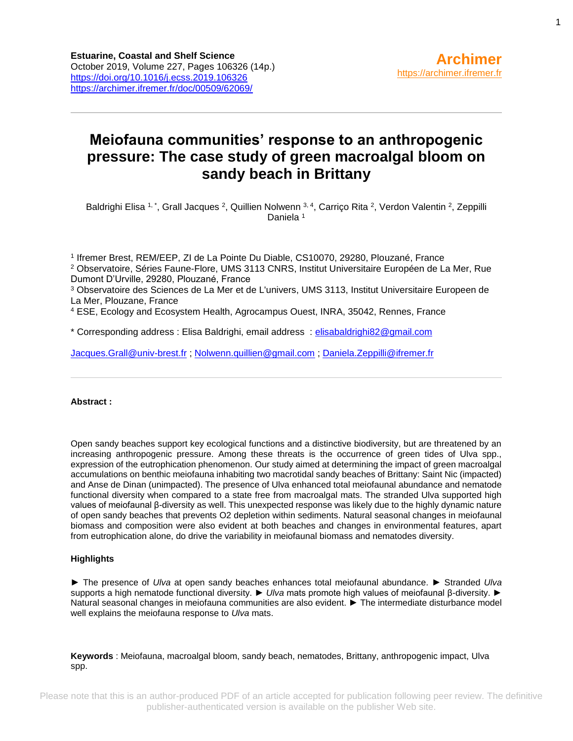**Estuarine, Coastal and Shelf Science**
October 2019, Volume 227, Pages 106326 (14p.)
https://doi.org/10.1016/j.ecss.2019.106326
https://archimer.ifremer.fr/doc/00509/62069/

**Archimer**
https://archimer.ifremer.fr

# Meiofauna communities' response to an anthropogenic pressure: The case study of green macroalgal bloom on sandy beach in Brittany

Baldrighi Elisa [1,*], Grall Jacques [2], Quillien Nolwenn [3,4], Carriço Rita [2], Verdon Valentin [2], Zeppilli Daniela [1]

[1] Ifremer Brest, REM/EEP, ZI de La Pointe Du Diable, CS10070, 29280, Plouzané, France
[2] Observatoire, Séries Faune-Flore, UMS 3113 CNRS, Institut Universitaire Européen de La Mer, Rue Dumont D'Urville, 29280, Plouzané, France
[3] Observatoire des Sciences de La Mer et de L'univers, UMS 3113, Institut Universitaire Europeen de La Mer, Plouzane, France
[4] ESE, Ecology and Ecosystem Health, Agrocampus Ouest, INRA, 35042, Rennes, France

* Corresponding address : Elisa Baldrighi, email address : elisabaldrighi82@gmail.com

Jacques.Grall@univ-brest.fr ; Nolwenn.quillien@gmail.com ; Daniela.Zeppilli@ifremer.fr

**Abstract :**

Open sandy beaches support key ecological functions and a distinctive biodiversity, but are threatened by an increasing anthropogenic pressure. Among these threats is the occurrence of green tides of Ulva spp., expression of the eutrophication phenomenon. Our study aimed at determining the impact of green macroalgal accumulations on benthic meiofauna inhabiting two macrotidal sandy beaches of Brittany: Saint Nic (impacted) and Anse de Dinan (unimpacted). The presence of Ulva enhanced total meiofaunal abundance and nematode functional diversity when compared to a state free from macroalgal mats. The stranded Ulva supported high values of meiofaunal β-diversity as well. This unexpected response was likely due to the highly dynamic nature of open sandy beaches that prevents $O_2$ depletion within sediments. Natural seasonal changes in meiofaunal biomass and composition were also evident at both beaches and changes in environmental features, apart from eutrophication alone, do drive the variability in meiofaunal biomass and nematodes diversity.

**Highlights**

► The presence of *Ulva* at open sandy beaches enhances total meiofaunal abundance. ► Stranded *Ulva* supports a high nematode functional diversity. ► *Ulva* mats promote high values of meiofaunal β-diversity. ► Natural seasonal changes in meiofauna communities are also evident. ► The intermediate disturbance model well explains the meiofauna response to *Ulva* mats.

**Keywords** : Meiofauna, macroalgal bloom, sandy beach, nematodes, Brittany, anthropogenic impact, Ulva spp.

Please note that this is an author-produced PDF of an article accepted for publication following peer review. The definitive publisher-authenticated version is available on the publisher Web site.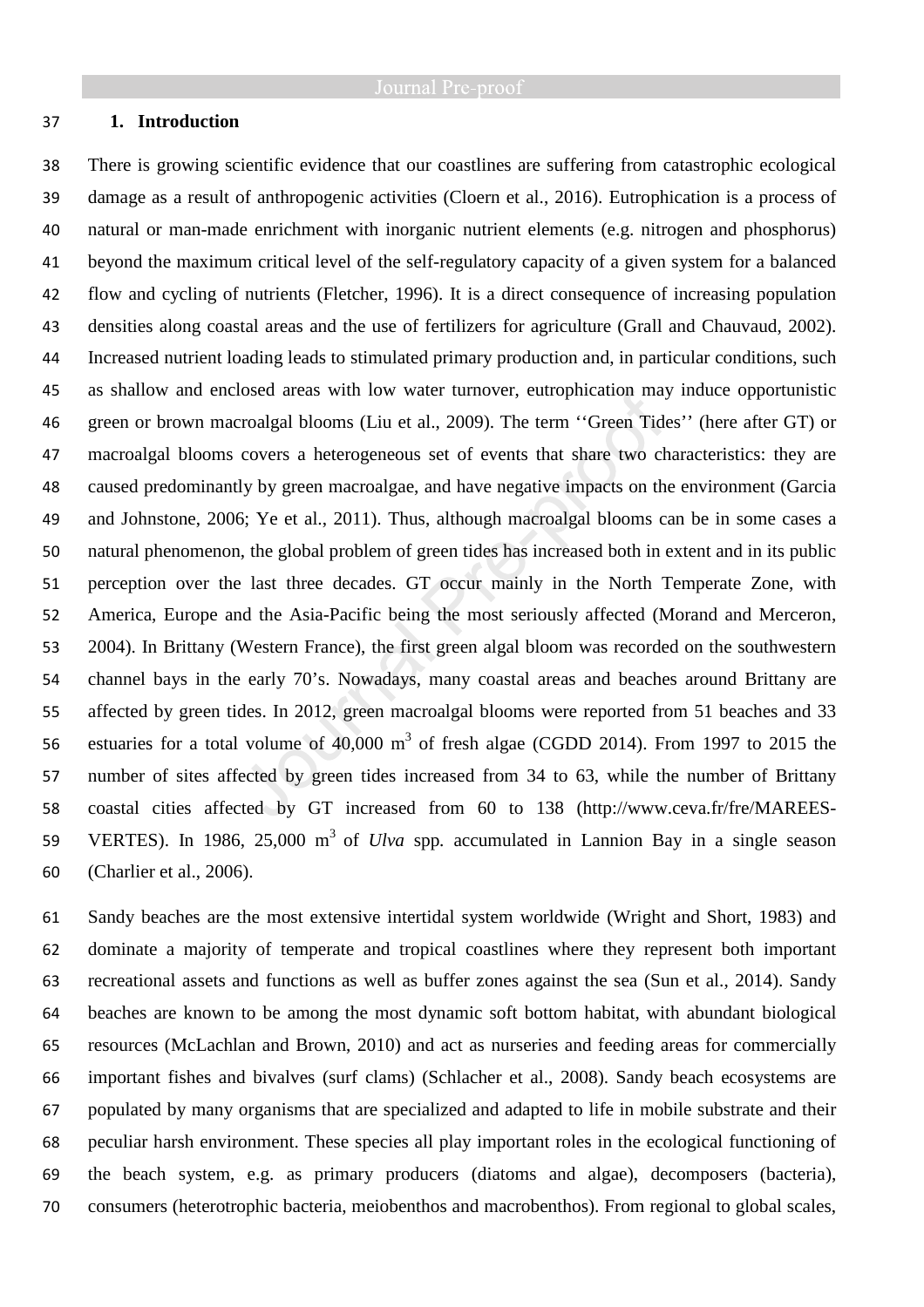## 1. Introduction

There is growing scientific evidence that our coastlines are suffering from catastrophic ecological damage as a result of anthropogenic activities (Cloern et al., 2016). Eutrophication is a process of natural or man-made enrichment with inorganic nutrient elements (e.g. nitrogen and phosphorus) beyond the maximum critical level of the self-regulatory capacity of a given system for a balanced flow and cycling of nutrients (Fletcher, 1996). It is a direct consequence of increasing population densities along coastal areas and the use of fertilizers for agriculture (Grall and Chauvaud, 2002). Increased nutrient loading leads to stimulated primary production and, in particular conditions, such as shallow and enclosed areas with low water turnover, eutrophication may induce opportunistic green or brown macroalgal blooms (Liu et al., 2009). The term ''Green Tides'' (here after GT) or macroalgal blooms covers a heterogeneous set of events that share two characteristics: they are caused predominantly by green macroalgae, and have negative impacts on the environment (Garcia and Johnstone, 2006; Ye et al., 2011). Thus, although macroalgal blooms can be in some cases a natural phenomenon, the global problem of green tides has increased both in extent and in its public perception over the last three decades. GT occur mainly in the North Temperate Zone, with America, Europe and the Asia-Pacific being the most seriously affected (Morand and Merceron, 2004). In Brittany (Western France), the first green algal bloom was recorded on the southwestern channel bays in the early 70's. Nowadays, many coastal areas and beaches around Brittany are affected by green tides. In 2012, green macroalgal blooms were reported from 51 beaches and 33 estuaries for a total volume of 40,000 m$^3$ of fresh algae (CGDD 2014). From 1997 to 2015 the number of sites affected by green tides increased from 34 to 63, while the number of Brittany coastal cities affected by GT increased from 60 to 138 (http://www.ceva.fr/fre/MAREES-VERTES). In 1986, 25,000 m$^3$ of *Ulva* spp. accumulated in Lannion Bay in a single season (Charlier et al., 2006).

Sandy beaches are the most extensive intertidal system worldwide (Wright and Short, 1983) and dominate a majority of temperate and tropical coastlines where they represent both important recreational assets and functions as well as buffer zones against the sea (Sun et al., 2014). Sandy beaches are known to be among the most dynamic soft bottom habitat, with abundant biological resources (McLachlan and Brown, 2010) and act as nurseries and feeding areas for commercially important fishes and bivalves (surf clams) (Schlacher et al., 2008). Sandy beach ecosystems are populated by many organisms that are specialized and adapted to life in mobile substrate and their peculiar harsh environment. These species all play important roles in the ecological functioning of the beach system, e.g. as primary producers (diatoms and algae), decomposers (bacteria), consumers (heterotrophic bacteria, meiobenthos and macrobenthos). From regional to global scales,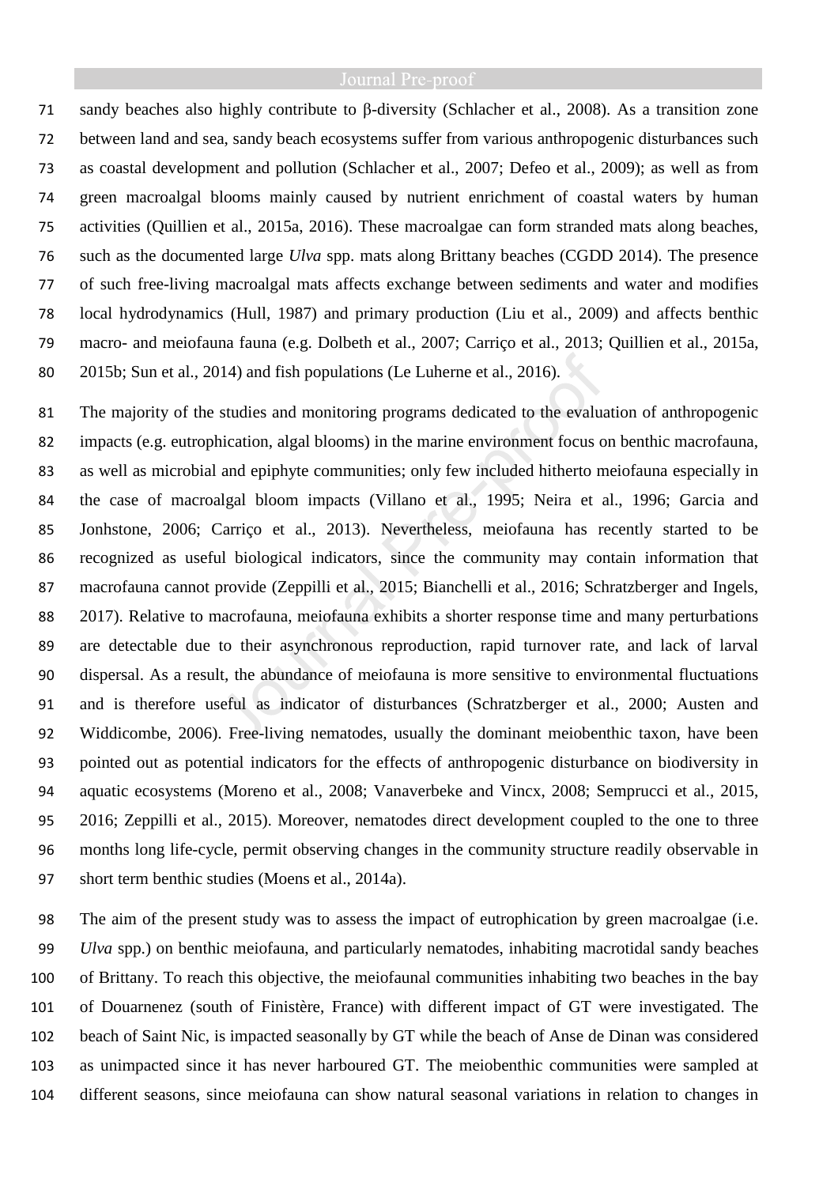sandy beaches also highly contribute to β-diversity (Schlacher et al., 2008). As a transition zone between land and sea, sandy beach ecosystems suffer from various anthropogenic disturbances such as coastal development and pollution (Schlacher et al., 2007; Defeo et al., 2009); as well as from green macroalgal blooms mainly caused by nutrient enrichment of coastal waters by human activities (Quillien et al., 2015a, 2016). These macroalgae can form stranded mats along beaches, such as the documented large *Ulva* spp. mats along Brittany beaches (CGDD 2014). The presence of such free-living macroalgal mats affects exchange between sediments and water and modifies local hydrodynamics (Hull, 1987) and primary production (Liu et al., 2009) and affects benthic macro- and meiofauna fauna (e.g. Dolbeth et al., 2007; Carriço et al., 2013; Quillien et al., 2015a, 2015b; Sun et al., 2014) and fish populations (Le Luherne et al., 2016).

The majority of the studies and monitoring programs dedicated to the evaluation of anthropogenic impacts (e.g. eutrophication, algal blooms) in the marine environment focus on benthic macrofauna, as well as microbial and epiphyte communities; only few included hitherto meiofauna especially in the case of macroalgal bloom impacts (Villano et al., 1995; Neira et al., 1996; Garcia and Jonhstone, 2006; Carriço et al., 2013). Nevertheless, meiofauna has recently started to be recognized as useful biological indicators, since the community may contain information that macrofauna cannot provide (Zeppilli et al., 2015; Bianchelli et al., 2016; Schratzberger and Ingels, 2017). Relative to macrofauna, meiofauna exhibits a shorter response time and many perturbations are detectable due to their asynchronous reproduction, rapid turnover rate, and lack of larval dispersal. As a result, the abundance of meiofauna is more sensitive to environmental fluctuations and is therefore useful as indicator of disturbances (Schratzberger et al., 2000; Austen and Widdicombe, 2006). Free-living nematodes, usually the dominant meiobenthic taxon, have been pointed out as potential indicators for the effects of anthropogenic disturbance on biodiversity in aquatic ecosystems (Moreno et al., 2008; Vanaverbeke and Vincx, 2008; Semprucci et al., 2015, 2016; Zeppilli et al., 2015). Moreover, nematodes direct development coupled to the one to three months long life-cycle, permit observing changes in the community structure readily observable in short term benthic studies (Moens et al., 2014a).

The aim of the present study was to assess the impact of eutrophication by green macroalgae (i.e. *Ulva* spp.) on benthic meiofauna, and particularly nematodes, inhabiting macrotidal sandy beaches of Brittany. To reach this objective, the meiofaunal communities inhabiting two beaches in the bay of Douarnenez (south of Finistère, France) with different impact of GT were investigated. The beach of Saint Nic, is impacted seasonally by GT while the beach of Anse de Dinan was considered as unimpacted since it has never harboured GT. The meiobenthic communities were sampled at different seasons, since meiofauna can show natural seasonal variations in relation to changes in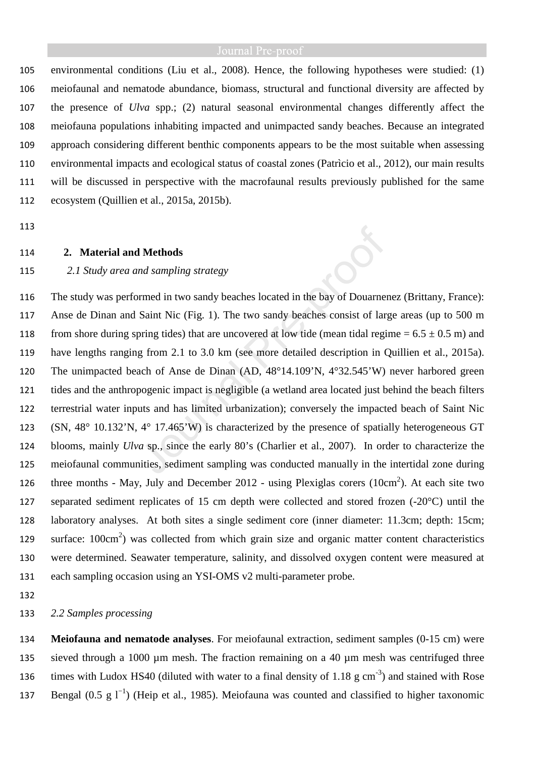environmental conditions (Liu et al., 2008). Hence, the following hypotheses were studied: (1) meiofaunal and nematode abundance, biomass, structural and functional diversity are affected by the presence of *Ulva* spp.; (2) natural seasonal environmental changes differently affect the meiofauna populations inhabiting impacted and unimpacted sandy beaches. Because an integrated approach considering different benthic components appears to be the most suitable when assessing environmental impacts and ecological status of coastal zones (Patrìcio et al., 2012), our main results will be discussed in perspective with the macrofaunal results previously published for the same ecosystem (Quillien et al., 2015a, 2015b).

## 2. Material and Methods

### *2.1 Study area and sampling strategy*

The study was performed in two sandy beaches located in the bay of Douarnenez (Brittany, France): Anse de Dinan and Saint Nic (Fig. 1). The two sandy beaches consist of large areas (up to 500 m from shore during spring tides) that are uncovered at low tide (mean tidal regime = 6.5 ± 0.5 m) and have lengths ranging from 2.1 to 3.0 km (see more detailed description in Quillien et al., 2015a). The unimpacted beach of Anse de Dinan (AD, 48°14.109'N, 4°32.545'W) never harbored green tides and the anthropogenic impact is negligible (a wetland area located just behind the beach filters terrestrial water inputs and has limited urbanization); conversely the impacted beach of Saint Nic (SN, 48° 10.132'N, 4° 17.465'W) is characterized by the presence of spatially heterogeneous GT blooms, mainly *Ulva* sp., since the early 80's (Charlier et al., 2007). In order to characterize the meiofaunal communities, sediment sampling was conducted manually in the intertidal zone during three months - May, July and December 2012 - using Plexiglas corers (10cm$^2$). At each site two separated sediment replicates of 15 cm depth were collected and stored frozen (-20°C) until the laboratory analyses. At both sites a single sediment core (inner diameter: 11.3cm; depth: 15cm; surface: 100cm$^2$) was collected from which grain size and organic matter content characteristics were determined. Seawater temperature, salinity, and dissolved oxygen content were measured at each sampling occasion using an YSI-OMS v2 multi-parameter probe.

### *2.2 Samples processing*

**Meiofauna and nematode analyses**. For meiofaunal extraction, sediment samples (0-15 cm) were sieved through a 1000 µm mesh. The fraction remaining on a 40 µm mesh was centrifuged three times with Ludox HS40 (diluted with water to a final density of 1.18 g cm$^{-3}$) and stained with Rose Bengal (0.5 g l$^{-1}$) (Heip et al., 1985). Meiofauna was counted and classified to higher taxonomic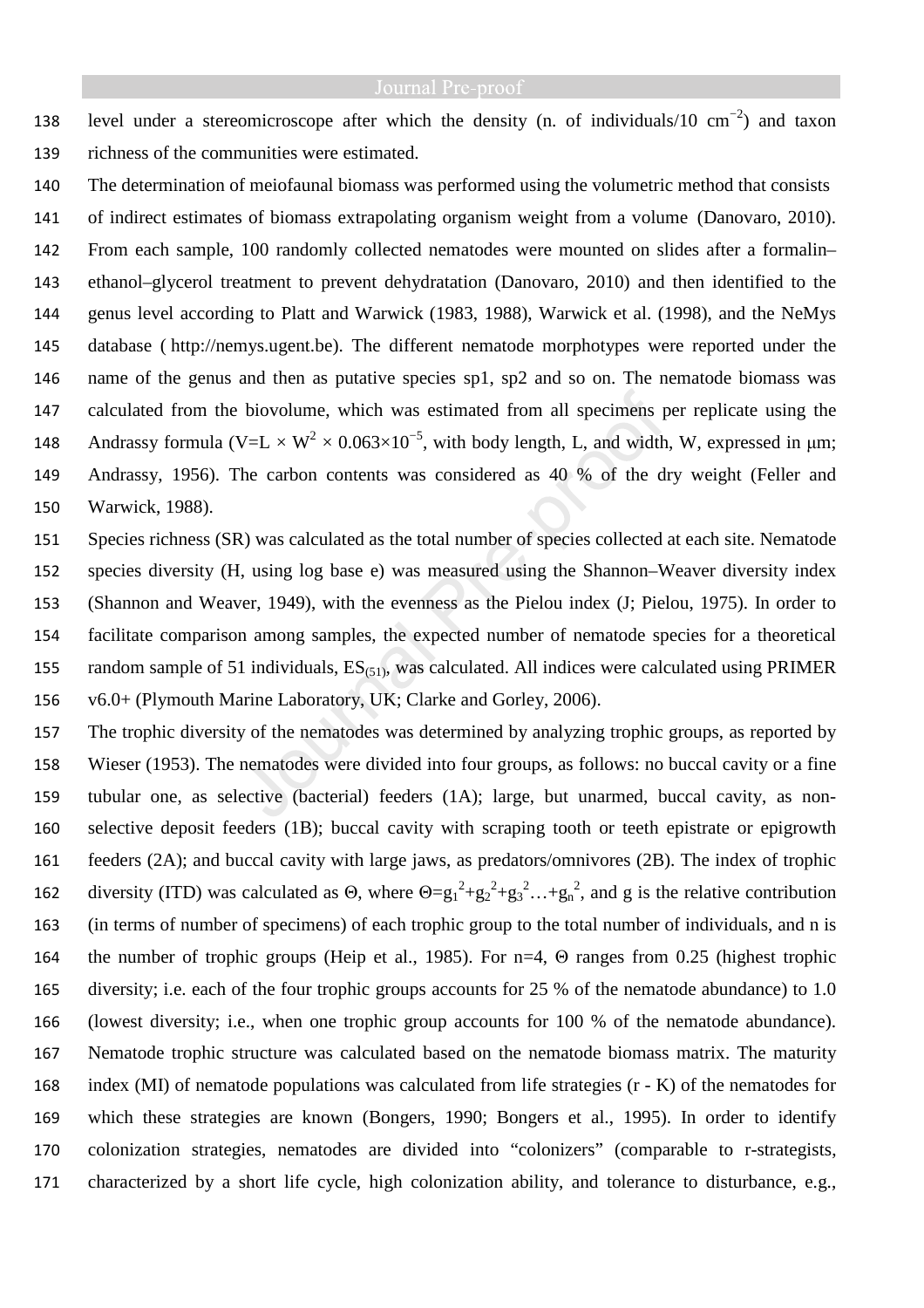level under a stereomicroscope after which the density (n. of individuals/10 $cm^{-2}$) and taxon richness of the communities were estimated.

The determination of meiofaunal biomass was performed using the volumetric method that consists of indirect estimates of biomass extrapolating organism weight from a volume (Danovaro, 2010). From each sample, 100 randomly collected nematodes were mounted on slides after a formalin–ethanol–glycerol treatment to prevent dehydratation (Danovaro, 2010) and then identified to the genus level according to Platt and Warwick (1983, 1988), Warwick et al. (1998), and the NeMys database ( http://nemys.ugent.be). The different nematode morphotypes were reported under the name of the genus and then as putative species sp1, sp2 and so on. The nematode biomass was calculated from the biovolume, which was estimated from all specimens per replicate using the Andrassy formula ($V=L \times W^2 \times 0.063 \times 10^{-5}$, with body length, L, and width, W, expressed in μm; Andrassy, 1956). The carbon contents was considered as 40 % of the dry weight (Feller and Warwick, 1988).

Species richness (SR) was calculated as the total number of species collected at each site. Nematode species diversity (H, using log base e) was measured using the Shannon–Weaver diversity index (Shannon and Weaver, 1949), with the evenness as the Pielou index (J; Pielou, 1975). In order to facilitate comparison among samples, the expected number of nematode species for a theoretical random sample of 51 individuals, $ES_{(51)}$, was calculated. All indices were calculated using PRIMER v6.0+ (Plymouth Marine Laboratory, UK; Clarke and Gorley, 2006).

The trophic diversity of the nematodes was determined by analyzing trophic groups, as reported by Wieser (1953). The nematodes were divided into four groups, as follows: no buccal cavity or a fine tubular one, as selective (bacterial) feeders (1A); large, but unarmed, buccal cavity, as non-selective deposit feeders (1B); buccal cavity with scraping tooth or teeth epistrate or epigrowth feeders (2A); and buccal cavity with large jaws, as predators/omnivores (2B). The index of trophic diversity (ITD) was calculated as Θ, where $\Theta = g_1^2 + g_2^2 + g_3^2 \ldots + g_n^2$, and g is the relative contribution (in terms of number of specimens) of each trophic group to the total number of individuals, and n is the number of trophic groups (Heip et al., 1985). For n=4, Θ ranges from 0.25 (highest trophic diversity; i.e. each of the four trophic groups accounts for 25 % of the nematode abundance) to 1.0 (lowest diversity; i.e., when one trophic group accounts for 100 % of the nematode abundance). Nematode trophic structure was calculated based on the nematode biomass matrix. The maturity index (MI) of nematode populations was calculated from life strategies (r - K) of the nematodes for which these strategies are known (Bongers, 1990; Bongers et al., 1995). In order to identify colonization strategies, nematodes are divided into "colonizers" (comparable to r-strategists, characterized by a short life cycle, high colonization ability, and tolerance to disturbance, e.g.,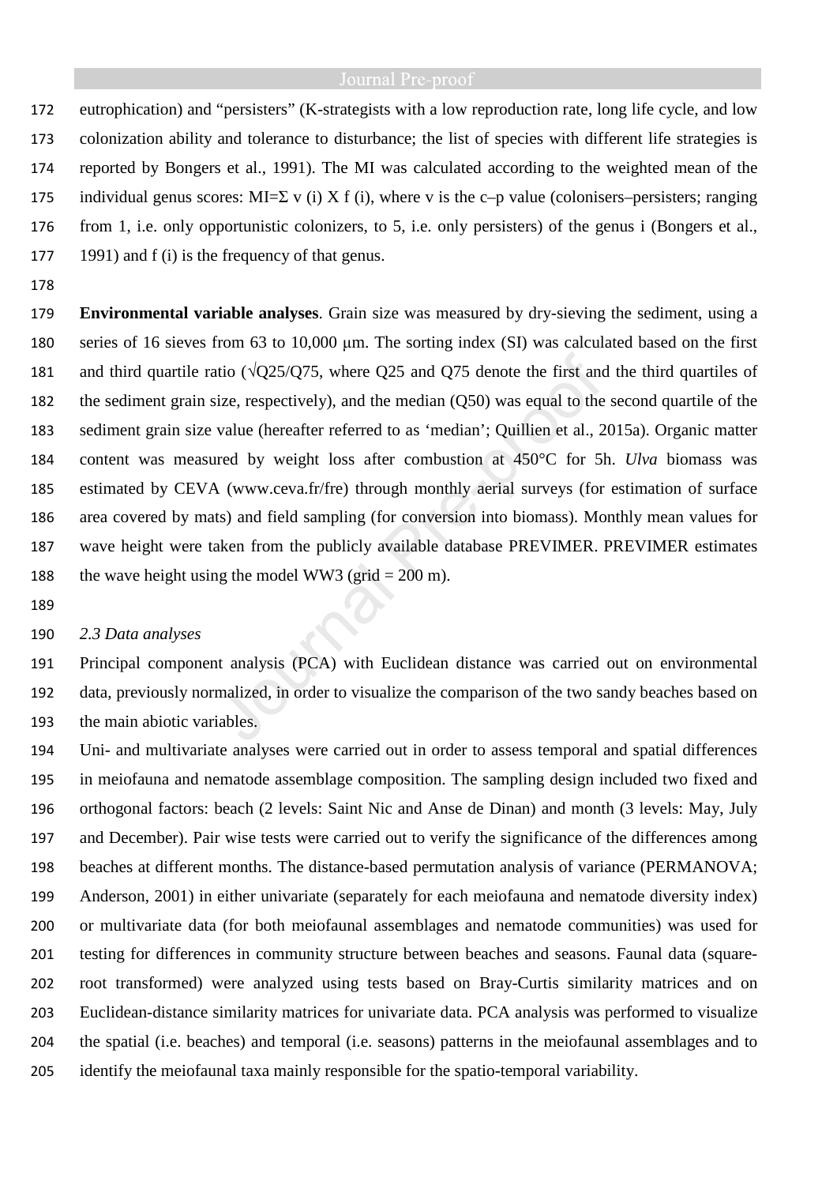eutrophication) and “persisters” (K-strategists with a low reproduction rate, long life cycle, and low colonization ability and tolerance to disturbance; the list of species with different life strategies is reported by Bongers et al., 1991). The MI was calculated according to the weighted mean of the individual genus scores: $MI = \Sigma\ v(i) \times f(i)$, where v is the c–p value (colonisers–persisters; ranging from 1, i.e. only opportunistic colonizers, to 5, i.e. only persisters) of the genus i (Bongers et al., 1991) and f (i) is the frequency of that genus.

**Environmental variable analyses**. Grain size was measured by dry-sieving the sediment, using a series of 16 sieves from 63 to 10,000 μm. The sorting index (SI) was calculated based on the first and third quartile ratio ($\sqrt{Q25/Q75}$, where Q25 and Q75 denote the first and the third quartiles of the sediment grain size, respectively), and the median (Q50) was equal to the second quartile of the sediment grain size value (hereafter referred to as ‘median’; Quillien et al., 2015a). Organic matter content was measured by weight loss after combustion at 450°C for 5h. *Ulva* biomass was estimated by CEVA (www.ceva.fr/fre) through monthly aerial surveys (for estimation of surface area covered by mats) and field sampling (for conversion into biomass). Monthly mean values for wave height were taken from the publicly available database PREVIMER. PREVIMER estimates the wave height using the model WW3 (grid = 200 m).

*2.3 Data analyses*

Principal component analysis (PCA) with Euclidean distance was carried out on environmental data, previously normalized, in order to visualize the comparison of the two sandy beaches based on the main abiotic variables.

Uni- and multivariate analyses were carried out in order to assess temporal and spatial differences in meiofauna and nematode assemblage composition. The sampling design included two fixed and orthogonal factors: beach (2 levels: Saint Nic and Anse de Dinan) and month (3 levels: May, July and December). Pair wise tests were carried out to verify the significance of the differences among beaches at different months. The distance-based permutation analysis of variance (PERMANOVA; Anderson, 2001) in either univariate (separately for each meiofauna and nematode diversity index) or multivariate data (for both meiofaunal assemblages and nematode communities) was used for testing for differences in community structure between beaches and seasons. Faunal data (square-root transformed) were analyzed using tests based on Bray-Curtis similarity matrices and on Euclidean-distance similarity matrices for univariate data. PCA analysis was performed to visualize the spatial (i.e. beaches) and temporal (i.e. seasons) patterns in the meiofaunal assemblages and to identify the meiofaunal taxa mainly responsible for the spatio-temporal variability.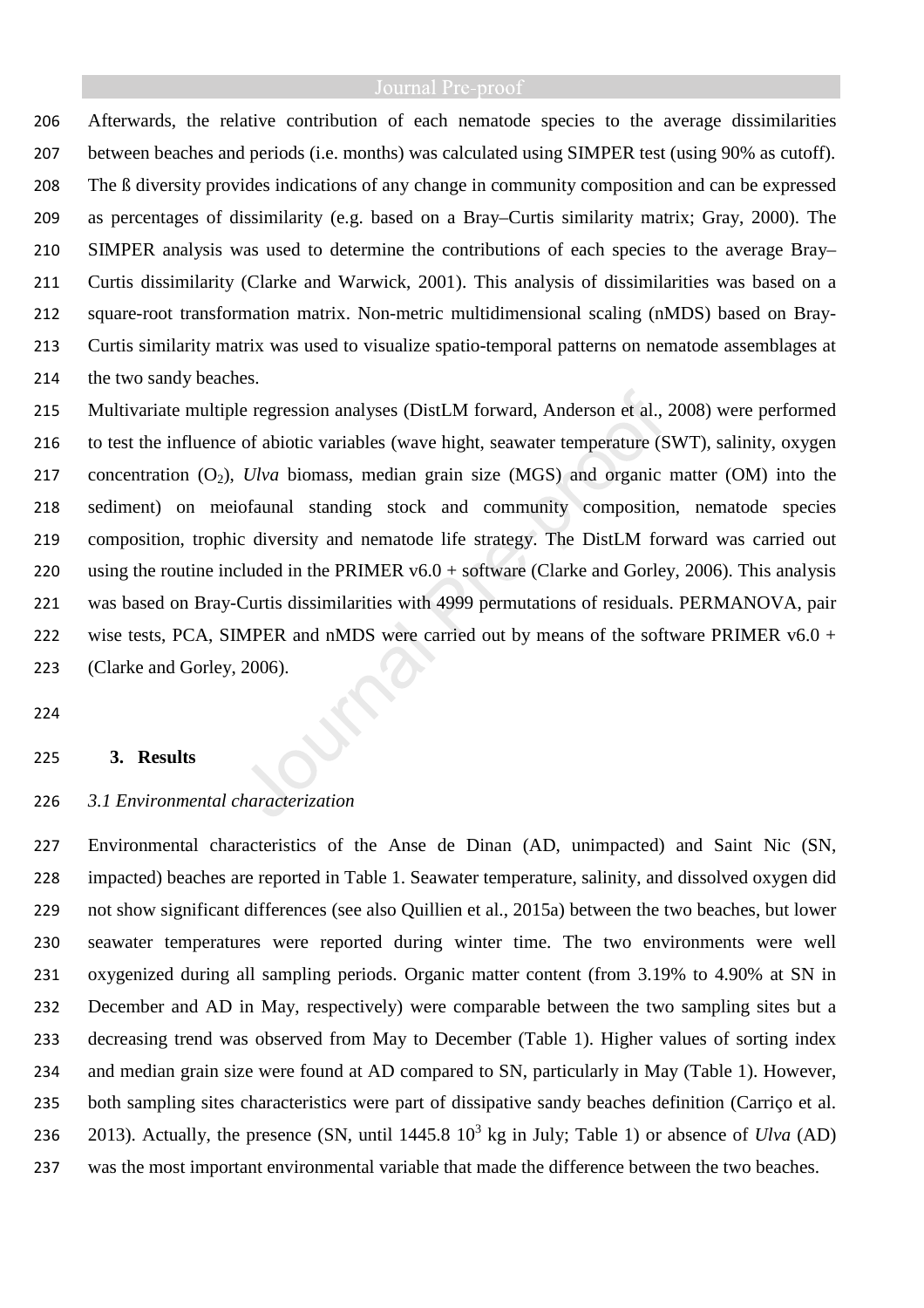Afterwards, the relative contribution of each nematode species to the average dissimilarities between beaches and periods (i.e. months) was calculated using SIMPER test (using 90% as cutoff). The ß diversity provides indications of any change in community composition and can be expressed as percentages of dissimilarity (e.g. based on a Bray–Curtis similarity matrix; Gray, 2000). The SIMPER analysis was used to determine the contributions of each species to the average Bray–Curtis dissimilarity (Clarke and Warwick, 2001). This analysis of dissimilarities was based on a square-root transformation matrix. Non-metric multidimensional scaling (nMDS) based on Bray-Curtis similarity matrix was used to visualize spatio-temporal patterns on nematode assemblages at the two sandy beaches.

Multivariate multiple regression analyses (DistLM forward, Anderson et al., 2008) were performed to test the influence of abiotic variables (wave hight, seawater temperature (SWT), salinity, oxygen concentration ($O_2$), *Ulva* biomass, median grain size (MGS) and organic matter (OM) into the sediment) on meiofaunal standing stock and community composition, nematode species composition, trophic diversity and nematode life strategy. The DistLM forward was carried out using the routine included in the PRIMER v6.0 + software (Clarke and Gorley, 2006). This analysis was based on Bray-Curtis dissimilarities with 4999 permutations of residuals. PERMANOVA, pair wise tests, PCA, SIMPER and nMDS were carried out by means of the software PRIMER v6.0 + (Clarke and Gorley, 2006).

## 3. Results

### *3.1 Environmental characterization*

Environmental characteristics of the Anse de Dinan (AD, unimpacted) and Saint Nic (SN, impacted) beaches are reported in Table 1. Seawater temperature, salinity, and dissolved oxygen did not show significant differences (see also Quillien et al., 2015a) between the two beaches, but lower seawater temperatures were reported during winter time. The two environments were well oxygenized during all sampling periods. Organic matter content (from 3.19% to 4.90% at SN in December and AD in May, respectively) were comparable between the two sampling sites but a decreasing trend was observed from May to December (Table 1). Higher values of sorting index and median grain size were found at AD compared to SN, particularly in May (Table 1). However, both sampling sites characteristics were part of dissipative sandy beaches definition (Carriço et al. 2013). Actually, the presence (SN, until 1445.8 $10^3$ kg in July; Table 1) or absence of *Ulva* (AD) was the most important environmental variable that made the difference between the two beaches.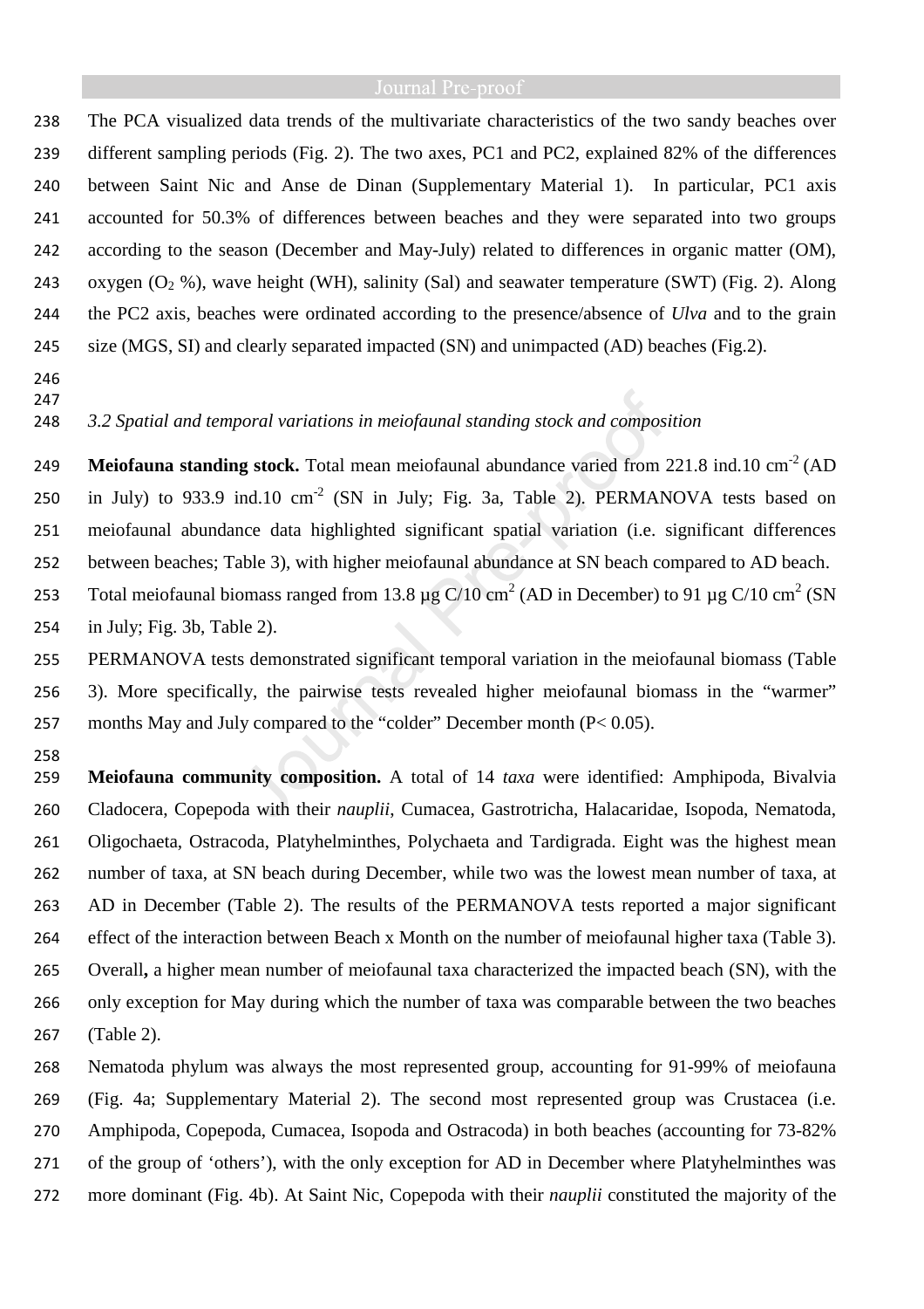The PCA visualized data trends of the multivariate characteristics of the two sandy beaches over different sampling periods (Fig. 2). The two axes, PC1 and PC2, explained 82% of the differences between Saint Nic and Anse de Dinan (Supplementary Material 1). In particular, PC1 axis accounted for 50.3% of differences between beaches and they were separated into two groups according to the season (December and May-July) related to differences in organic matter (OM), oxygen ($O_2$ %), wave height (WH), salinity (Sal) and seawater temperature (SWT) (Fig. 2). Along the PC2 axis, beaches were ordinated according to the presence/absence of *Ulva* and to the grain size (MGS, SI) and clearly separated impacted (SN) and unimpacted (AD) beaches (Fig.2).

*3.2 Spatial and temporal variations in meiofaunal standing stock and composition*

**Meiofauna standing stock.** Total mean meiofaunal abundance varied from 221.8 ind.10 $cm^{-2}$ (AD in July) to 933.9 ind.10 $cm^{-2}$ (SN in July; Fig. 3a, Table 2). PERMANOVA tests based on meiofaunal abundance data highlighted significant spatial variation (i.e. significant differences between beaches; Table 3), with higher meiofaunal abundance at SN beach compared to AD beach. Total meiofaunal biomass ranged from 13.8 µg C/10 $cm^2$ (AD in December) to 91 µg C/10 $cm^2$ (SN in July; Fig. 3b, Table 2).

PERMANOVA tests demonstrated significant temporal variation in the meiofaunal biomass (Table 3). More specifically, the pairwise tests revealed higher meiofaunal biomass in the "warmer" months May and July compared to the "colder" December month ($P < 0.05$).

**Meiofauna community composition.** A total of 14 *taxa* were identified: Amphipoda, Bivalvia Cladocera, Copepoda with their *nauplii*, Cumacea, Gastrotricha, Halacaridae, Isopoda, Nematoda, Oligochaeta, Ostracoda, Platyhelminthes, Polychaeta and Tardigrada. Eight was the highest mean number of taxa, at SN beach during December, while two was the lowest mean number of taxa, at AD in December (Table 2). The results of the PERMANOVA tests reported a major significant effect of the interaction between Beach x Month on the number of meiofaunal higher taxa (Table 3). Overall**,** a higher mean number of meiofaunal taxa characterized the impacted beach (SN), with the only exception for May during which the number of taxa was comparable between the two beaches (Table 2).

Nematoda phylum was always the most represented group, accounting for 91-99% of meiofauna (Fig. 4a; Supplementary Material 2). The second most represented group was Crustacea (i.e. Amphipoda, Copepoda, Cumacea, Isopoda and Ostracoda) in both beaches (accounting for 73-82% of the group of 'others'), with the only exception for AD in December where Platyhelminthes was more dominant (Fig. 4b). At Saint Nic, Copepoda with their *nauplii* constituted the majority of the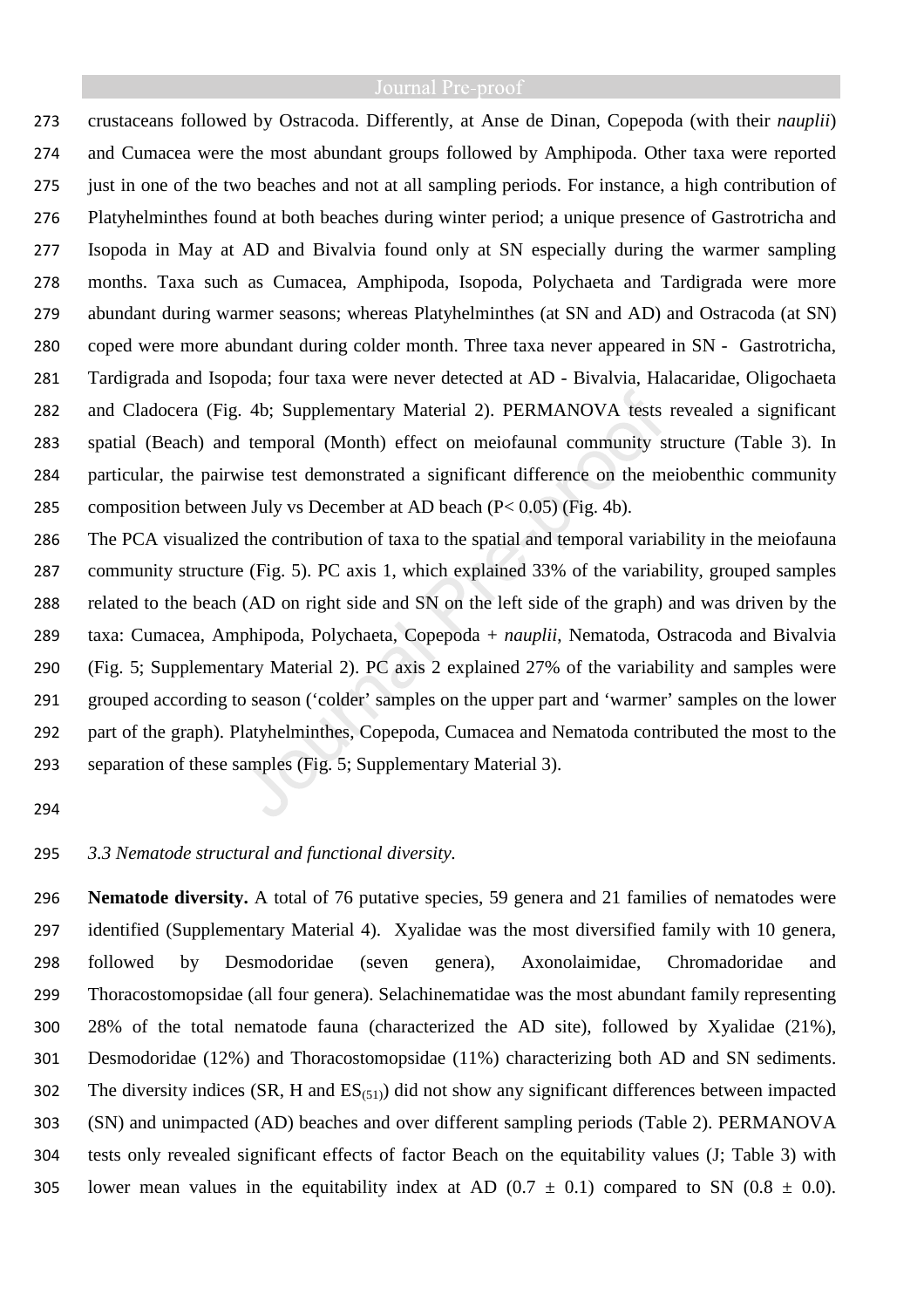crustaceans followed by Ostracoda. Differently, at Anse de Dinan, Copepoda (with their *nauplii*) and Cumacea were the most abundant groups followed by Amphipoda. Other taxa were reported just in one of the two beaches and not at all sampling periods. For instance, a high contribution of Platyhelminthes found at both beaches during winter period; a unique presence of Gastrotricha and Isopoda in May at AD and Bivalvia found only at SN especially during the warmer sampling months. Taxa such as Cumacea, Amphipoda, Isopoda, Polychaeta and Tardigrada were more abundant during warmer seasons; whereas Platyhelminthes (at SN and AD) and Ostracoda (at SN) coped were more abundant during colder month. Three taxa never appeared in SN - Gastrotricha, Tardigrada and Isopoda; four taxa were never detected at AD - Bivalvia, Halacaridae, Oligochaeta and Cladocera (Fig. 4b; Supplementary Material 2). PERMANOVA tests revealed a significant spatial (Beach) and temporal (Month) effect on meiofaunal community structure (Table 3). In particular, the pairwise test demonstrated a significant difference on the meiobenthic community composition between July vs December at AD beach ($P < 0.05$) (Fig. 4b).

The PCA visualized the contribution of taxa to the spatial and temporal variability in the meiofauna community structure (Fig. 5). PC axis 1, which explained 33% of the variability, grouped samples related to the beach (AD on right side and SN on the left side of the graph) and was driven by the taxa: Cumacea, Amphipoda, Polychaeta, Copepoda + *nauplii*, Nematoda, Ostracoda and Bivalvia (Fig. 5; Supplementary Material 2). PC axis 2 explained 27% of the variability and samples were grouped according to season ('colder' samples on the upper part and 'warmer' samples on the lower part of the graph). Platyhelminthes, Copepoda, Cumacea and Nematoda contributed the most to the separation of these samples (Fig. 5; Supplementary Material 3).

### *3.3 Nematode structural and functional diversity.*

**Nematode diversity.** A total of 76 putative species, 59 genera and 21 families of nematodes were identified (Supplementary Material 4). Xyalidae was the most diversified family with 10 genera, followed by Desmodoridae (seven genera), Axonolaimidae, Chromadoridae and Thoracostomopsidae (all four genera). Selachinematidae was the most abundant family representing 28% of the total nematode fauna (characterized the AD site), followed by Xyalidae (21%), Desmodoridae (12%) and Thoracostomopsidae (11%) characterizing both AD and SN sediments. The diversity indices (SR, H and $ES_{(51)}$) did not show any significant differences between impacted (SN) and unimpacted (AD) beaches and over different sampling periods (Table 2). PERMANOVA tests only revealed significant effects of factor Beach on the equitability values (J; Table 3) with lower mean values in the equitability index at AD ($0.7 \pm 0.1$) compared to SN ($0.8 \pm 0.0$).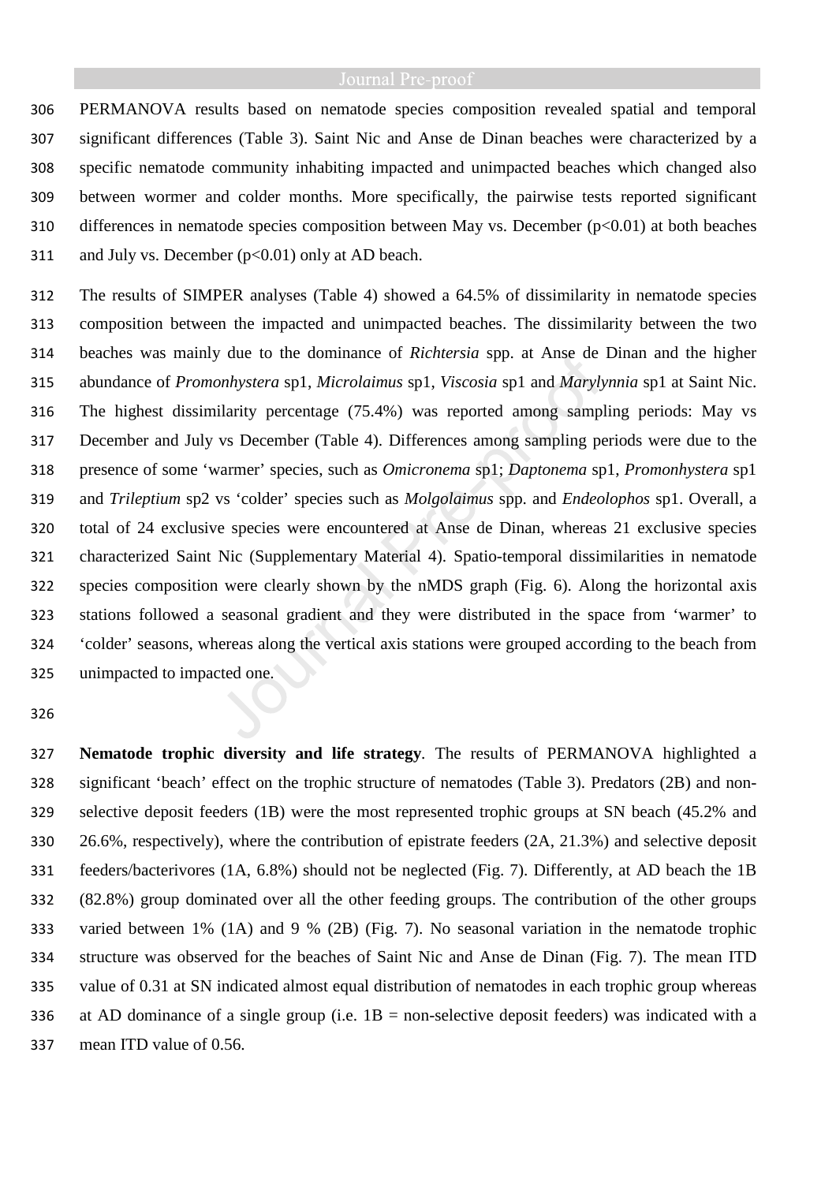PERMANOVA results based on nematode species composition revealed spatial and temporal significant differences (Table 3). Saint Nic and Anse de Dinan beaches were characterized by a specific nematode community inhabiting impacted and unimpacted beaches which changed also between wormer and colder months. More specifically, the pairwise tests reported significant differences in nematode species composition between May vs. December ($p<0.01$) at both beaches and July vs. December ($p<0.01$) only at AD beach.

The results of SIMPER analyses (Table 4) showed a 64.5% of dissimilarity in nematode species composition between the impacted and unimpacted beaches. The dissimilarity between the two beaches was mainly due to the dominance of *Richtersia* spp. at Anse de Dinan and the higher abundance of *Promonhystera* sp1, *Microlaimus* sp1, *Viscosia* sp1 and *Marylynnia* sp1 at Saint Nic. The highest dissimilarity percentage (75.4%) was reported among sampling periods: May vs December and July vs December (Table 4). Differences among sampling periods were due to the presence of some 'warmer' species, such as *Omicronema* sp1; *Daptonema* sp1, *Promonhystera* sp1 and *Trileptium* sp2 vs 'colder' species such as *Molgolaimus* spp. and *Endeolophos* sp1. Overall, a total of 24 exclusive species were encountered at Anse de Dinan, whereas 21 exclusive species characterized Saint Nic (Supplementary Material 4). Spatio-temporal dissimilarities in nematode species composition were clearly shown by the nMDS graph (Fig. 6). Along the horizontal axis stations followed a seasonal gradient and they were distributed in the space from 'warmer' to 'colder' seasons, whereas along the vertical axis stations were grouped according to the beach from unimpacted to impacted one.

**Nematode trophic diversity and life strategy**. The results of PERMANOVA highlighted a significant 'beach' effect on the trophic structure of nematodes (Table 3). Predators (2B) and non-selective deposit feeders (1B) were the most represented trophic groups at SN beach (45.2% and 26.6%, respectively), where the contribution of epistrate feeders (2A, 21.3%) and selective deposit feeders/bacterivores (1A, 6.8%) should not be neglected (Fig. 7). Differently, at AD beach the 1B (82.8%) group dominated over all the other feeding groups. The contribution of the other groups varied between 1% (1A) and 9 % (2B) (Fig. 7). No seasonal variation in the nematode trophic structure was observed for the beaches of Saint Nic and Anse de Dinan (Fig. 7). The mean ITD value of 0.31 at SN indicated almost equal distribution of nematodes in each trophic group whereas at AD dominance of a single group (i.e. 1B = non-selective deposit feeders) was indicated with a mean ITD value of 0.56.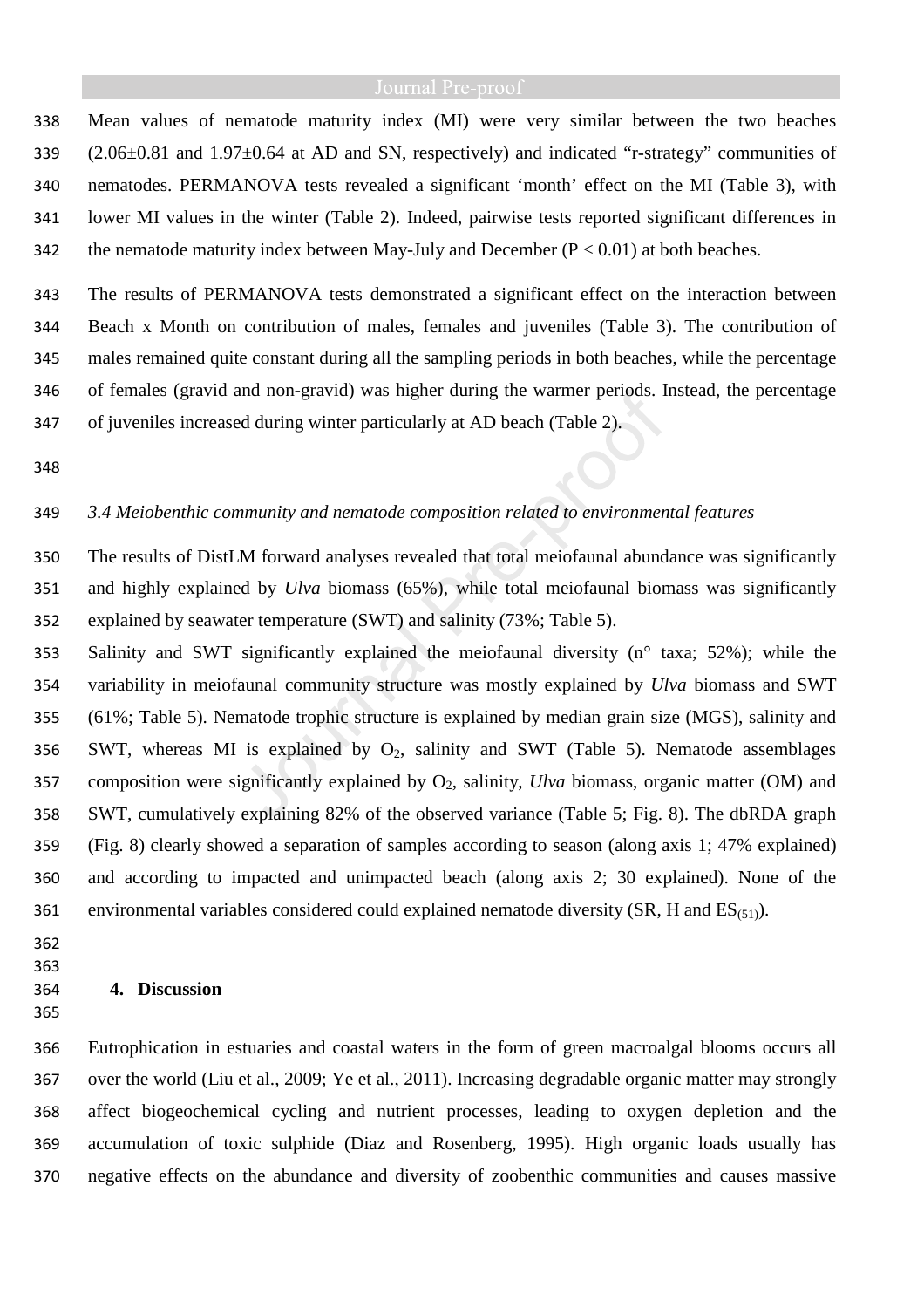Mean values of nematode maturity index (MI) were very similar between the two beaches (2.06±0.81 and 1.97±0.64 at AD and SN, respectively) and indicated "r-strategy" communities of nematodes. PERMANOVA tests revealed a significant 'month' effect on the MI (Table 3), with lower MI values in the winter (Table 2). Indeed, pairwise tests reported significant differences in the nematode maturity index between May-July and December ($P < 0.01$) at both beaches.

The results of PERMANOVA tests demonstrated a significant effect on the interaction between Beach x Month on contribution of males, females and juveniles (Table 3). The contribution of males remained quite constant during all the sampling periods in both beaches, while the percentage of females (gravid and non-gravid) was higher during the warmer periods. Instead, the percentage of juveniles increased during winter particularly at AD beach (Table 2).

### *3.4 Meiobenthic community and nematode composition related to environmental features*

The results of DistLM forward analyses revealed that total meiofaunal abundance was significantly and highly explained by *Ulva* biomass (65%), while total meiofaunal biomass was significantly explained by seawater temperature (SWT) and salinity (73%; Table 5).

Salinity and SWT significantly explained the meiofaunal diversity (n° taxa; 52%); while the variability in meiofaunal community structure was mostly explained by *Ulva* biomass and SWT (61%; Table 5). Nematode trophic structure is explained by median grain size (MGS), salinity and SWT, whereas MI is explained by $O_2$, salinity and SWT (Table 5). Nematode assemblages composition were significantly explained by $O_2$, salinity, *Ulva* biomass, organic matter (OM) and SWT, cumulatively explaining 82% of the observed variance (Table 5; Fig. 8). The dbRDA graph (Fig. 8) clearly showed a separation of samples according to season (along axis 1; 47% explained) and according to impacted and unimpacted beach (along axis 2; 30 explained). None of the environmental variables considered could explained nematode diversity (SR, H and $ES_{(51)}$).

## 4. Discussion

Eutrophication in estuaries and coastal waters in the form of green macroalgal blooms occurs all over the world (Liu et al., 2009; Ye et al., 2011). Increasing degradable organic matter may strongly affect biogeochemical cycling and nutrient processes, leading to oxygen depletion and the accumulation of toxic sulphide (Diaz and Rosenberg, 1995). High organic loads usually has negative effects on the abundance and diversity of zoobenthic communities and causes massive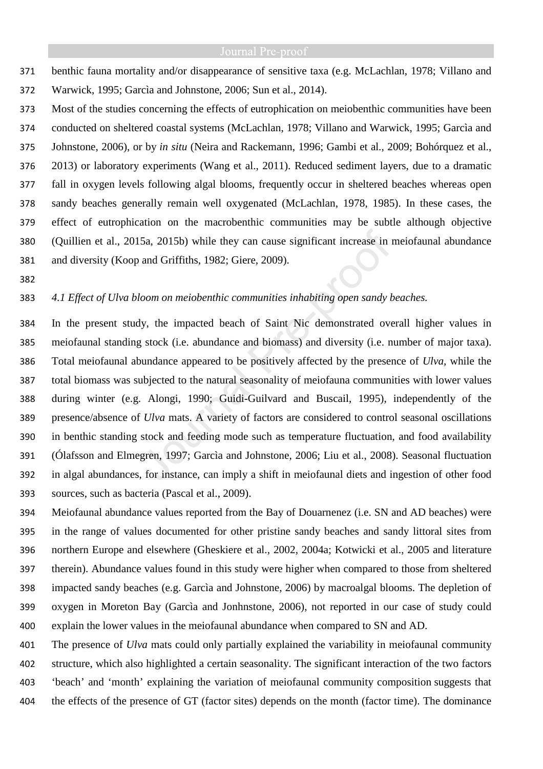benthic fauna mortality and/or disappearance of sensitive taxa (e.g. McLachlan, 1978; Villano and Warwick, 1995; Garcìa and Johnstone, 2006; Sun et al., 2014).

Most of the studies concerning the effects of eutrophication on meiobenthic communities have been conducted on sheltered coastal systems (McLachlan, 1978; Villano and Warwick, 1995; Garcìa and Johnstone, 2006), or by *in situ* (Neira and Rackemann, 1996; Gambi et al., 2009; Bohórquez et al., 2013) or laboratory experiments (Wang et al., 2011). Reduced sediment layers, due to a dramatic fall in oxygen levels following algal blooms, frequently occur in sheltered beaches whereas open sandy beaches generally remain well oxygenated (McLachlan, 1978, 1985). In these cases, the effect of eutrophication on the macrobenthic communities may be subtle although objective (Quillien et al., 2015a, 2015b) while they can cause significant increase in meiofaunal abundance and diversity (Koop and Griffiths, 1982; Giere, 2009).

### *4.1 Effect of Ulva bloom on meiobenthic communities inhabiting open sandy beaches.*

In the present study, the impacted beach of Saint Nic demonstrated overall higher values in meiofaunal standing stock (i.e. abundance and biomass) and diversity (i.e. number of major taxa). Total meiofaunal abundance appeared to be positively affected by the presence of *Ulva*, while the total biomass was subjected to the natural seasonality of meiofauna communities with lower values during winter (e.g. Alongi, 1990; Guidi-Guilvard and Buscail, 1995), independently of the presence/absence of *Ulva* mats. A variety of factors are considered to control seasonal oscillations in benthic standing stock and feeding mode such as temperature fluctuation, and food availability (Ólafsson and Elmegren, 1997; Garcìa and Johnstone, 2006; Liu et al., 2008). Seasonal fluctuation in algal abundances, for instance, can imply a shift in meiofaunal diets and ingestion of other food sources, such as bacteria (Pascal et al., 2009).

Meiofaunal abundance values reported from the Bay of Douarnenez (i.e. SN and AD beaches) were in the range of values documented for other pristine sandy beaches and sandy littoral sites from northern Europe and elsewhere (Gheskiere et al., 2002, 2004a; Kotwicki et al., 2005 and literature therein). Abundance values found in this study were higher when compared to those from sheltered impacted sandy beaches (e.g. Garcìa and Johnstone, 2006) by macroalgal blooms. The depletion of oxygen in Moreton Bay (Garcìa and Jonhnstone, 2006), not reported in our case of study could explain the lower values in the meiofaunal abundance when compared to SN and AD.

The presence of *Ulva* mats could only partially explained the variability in meiofaunal community structure, which also highlighted a certain seasonality. The significant interaction of the two factors 'beach' and 'month' explaining the variation of meiofaunal community composition suggests that the effects of the presence of GT (factor sites) depends on the month (factor time). The dominance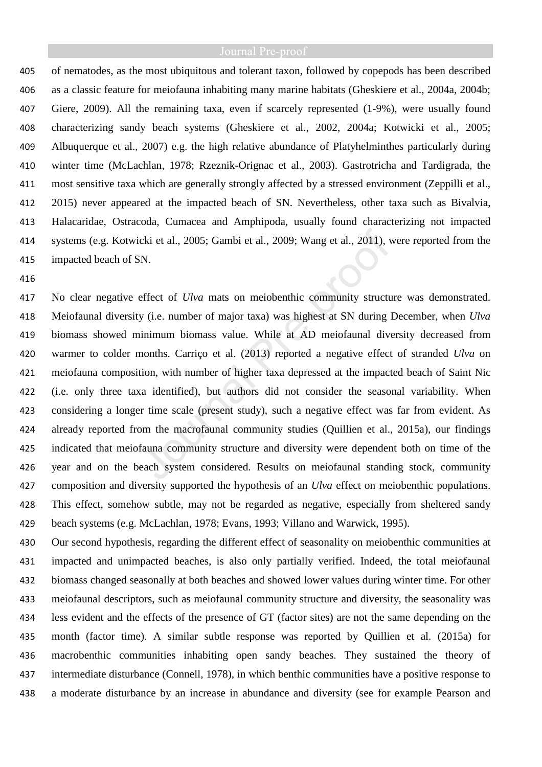of nematodes, as the most ubiquitous and tolerant taxon, followed by copepods has been described as a classic feature for meiofauna inhabiting many marine habitats (Gheskiere et al., 2004a, 2004b; Giere, 2009). All the remaining taxa, even if scarcely represented (1-9%), were usually found characterizing sandy beach systems (Gheskiere et al., 2002, 2004a; Kotwicki et al., 2005; Albuquerque et al., 2007) e.g. the high relative abundance of Platyhelminthes particularly during winter time (McLachlan, 1978; Rzeznik-Orignac et al., 2003). Gastrotricha and Tardigrada, the most sensitive taxa which are generally strongly affected by a stressed environment (Zeppilli et al., 2015) never appeared at the impacted beach of SN. Nevertheless, other taxa such as Bivalvia, Halacaridae, Ostracoda, Cumacea and Amphipoda, usually found characterizing not impacted systems (e.g. Kotwicki et al., 2005; Gambi et al., 2009; Wang et al., 2011), were reported from the impacted beach of SN.

No clear negative effect of *Ulva* mats on meiobenthic community structure was demonstrated. Meiofaunal diversity (i.e. number of major taxa) was highest at SN during December, when *Ulva* biomass showed minimum biomass value. While at AD meiofaunal diversity decreased from warmer to colder months. Carriço et al. (2013) reported a negative effect of stranded *Ulva* on meiofauna composition, with number of higher taxa depressed at the impacted beach of Saint Nic (i.e. only three taxa identified), but authors did not consider the seasonal variability. When considering a longer time scale (present study), such a negative effect was far from evident. As already reported from the macrofaunal community studies (Quillien et al., 2015a), our findings indicated that meiofauna community structure and diversity were dependent both on time of the year and on the beach system considered. Results on meiofaunal standing stock, community composition and diversity supported the hypothesis of an *Ulva* effect on meiobenthic populations. This effect, somehow subtle, may not be regarded as negative, especially from sheltered sandy beach systems (e.g. McLachlan, 1978; Evans, 1993; Villano and Warwick, 1995).

Our second hypothesis, regarding the different effect of seasonality on meiobenthic communities at impacted and unimpacted beaches, is also only partially verified. Indeed, the total meiofaunal biomass changed seasonally at both beaches and showed lower values during winter time. For other meiofaunal descriptors, such as meiofaunal community structure and diversity, the seasonality was less evident and the effects of the presence of GT (factor sites) are not the same depending on the month (factor time). A similar subtle response was reported by Quillien et al. (2015a) for macrobenthic communities inhabiting open sandy beaches. They sustained the theory of intermediate disturbance (Connell, 1978), in which benthic communities have a positive response to a moderate disturbance by an increase in abundance and diversity (see for example Pearson and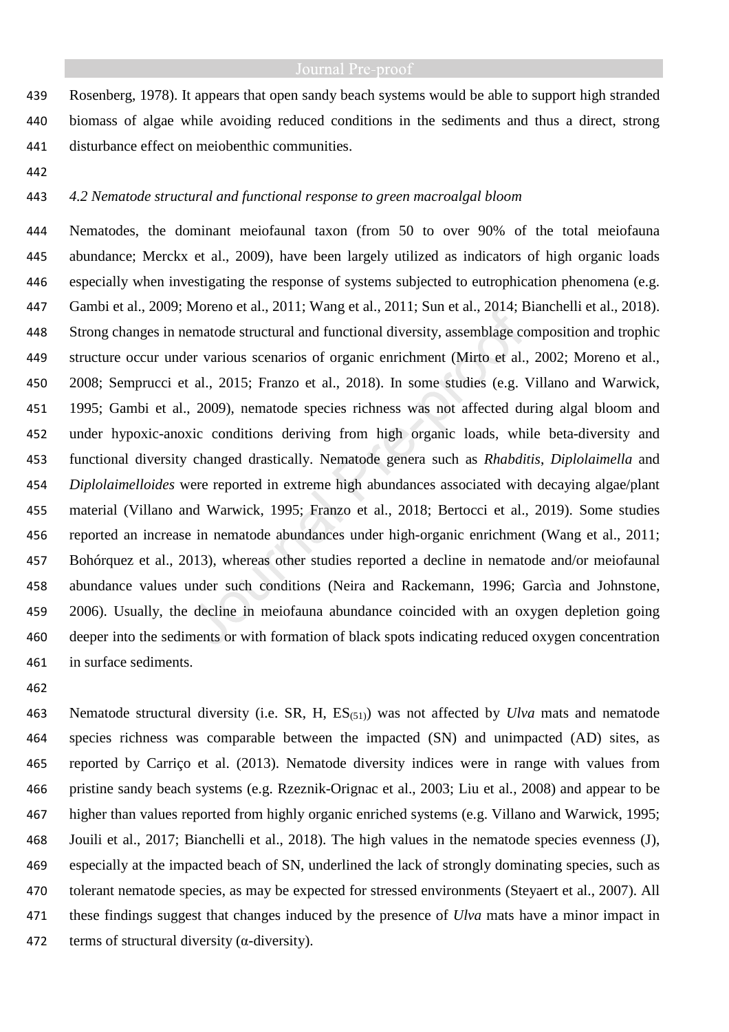Rosenberg, 1978). It appears that open sandy beach systems would be able to support high stranded biomass of algae while avoiding reduced conditions in the sediments and thus a direct, strong disturbance effect on meiobenthic communities.

### *4.2 Nematode structural and functional response to green macroalgal bloom*

Nematodes, the dominant meiofaunal taxon (from 50 to over 90% of the total meiofauna abundance; Merckx et al., 2009), have been largely utilized as indicators of high organic loads especially when investigating the response of systems subjected to eutrophication phenomena (e.g. Gambi et al., 2009; Moreno et al., 2011; Wang et al., 2011; Sun et al., 2014; Bianchelli et al., 2018). Strong changes in nematode structural and functional diversity, assemblage composition and trophic structure occur under various scenarios of organic enrichment (Mirto et al., 2002; Moreno et al., 2008; Semprucci et al., 2015; Franzo et al., 2018). In some studies (e.g. Villano and Warwick, 1995; Gambi et al., 2009), nematode species richness was not affected during algal bloom and under hypoxic-anoxic conditions deriving from high organic loads, while beta-diversity and functional diversity changed drastically. Nematode genera such as *Rhabditis*, *Diplolaimella* and *Diplolaimelloides* were reported in extreme high abundances associated with decaying algae/plant material (Villano and Warwick, 1995; Franzo et al., 2018; Bertocci et al., 2019). Some studies reported an increase in nematode abundances under high-organic enrichment (Wang et al., 2011; Bohórquez et al., 2013), whereas other studies reported a decline in nematode and/or meiofaunal abundance values under such conditions (Neira and Rackemann, 1996; Garcìa and Johnstone, 2006). Usually, the decline in meiofauna abundance coincided with an oxygen depletion going deeper into the sediments or with formation of black spots indicating reduced oxygen concentration in surface sediments.

Nematode structural diversity (i.e. SR, H, $ES_{(51)}$) was not affected by *Ulva* mats and nematode species richness was comparable between the impacted (SN) and unimpacted (AD) sites, as reported by Carriço et al. (2013). Nematode diversity indices were in range with values from pristine sandy beach systems (e.g. Rzeznik-Orignac et al., 2003; Liu et al., 2008) and appear to be higher than values reported from highly organic enriched systems (e.g. Villano and Warwick, 1995; Jouili et al., 2017; Bianchelli et al., 2018). The high values in the nematode species evenness (J), especially at the impacted beach of SN, underlined the lack of strongly dominating species, such as tolerant nematode species, as may be expected for stressed environments (Steyaert et al., 2007). All these findings suggest that changes induced by the presence of *Ulva* mats have a minor impact in terms of structural diversity (α-diversity).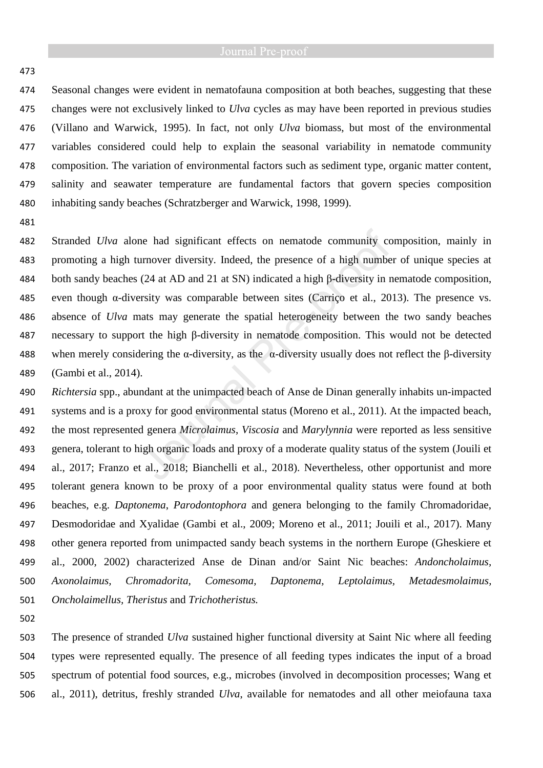Seasonal changes were evident in nematofauna composition at both beaches, suggesting that these changes were not exclusively linked to *Ulva* cycles as may have been reported in previous studies (Villano and Warwick, 1995). In fact, not only *Ulva* biomass, but most of the environmental variables considered could help to explain the seasonal variability in nematode community composition. The variation of environmental factors such as sediment type, organic matter content, salinity and seawater temperature are fundamental factors that govern species composition inhabiting sandy beaches (Schratzberger and Warwick, 1998, 1999).

Stranded *Ulva* alone had significant effects on nematode community composition, mainly in promoting a high turnover diversity. Indeed, the presence of a high number of unique species at both sandy beaches (24 at AD and 21 at SN) indicated a high β-diversity in nematode composition, even though α-diversity was comparable between sites (Carriço et al., 2013). The presence vs. absence of *Ulva* mats may generate the spatial heterogeneity between the two sandy beaches necessary to support the high β-diversity in nematode composition. This would not be detected when merely considering the α-diversity, as the α-diversity usually does not reflect the β-diversity (Gambi et al., 2014).

*Richtersia* spp., abundant at the unimpacted beach of Anse de Dinan generally inhabits un-impacted systems and is a proxy for good environmental status (Moreno et al., 2011). At the impacted beach, the most represented genera *Microlaimus*, *Viscosia* and *Marylynnia* were reported as less sensitive genera, tolerant to high organic loads and proxy of a moderate quality status of the system (Jouili et al., 2017; Franzo et al., 2018; Bianchelli et al., 2018). Nevertheless, other opportunist and more tolerant genera known to be proxy of a poor environmental quality status were found at both beaches, e.g. *Daptonema*, *Parodontophora* and genera belonging to the family Chromadoridae, Desmodoridae and Xyalidae (Gambi et al., 2009; Moreno et al., 2011; Jouili et al., 2017). Many other genera reported from unimpacted sandy beach systems in the northern Europe (Gheskiere et al., 2000, 2002) characterized Anse de Dinan and/or Saint Nic beaches: *Andoncholaimus*, *Axonolaimus*, *Chromadorita*, *Comesoma*, *Daptonema*, *Leptolaimus*, *Metadesmolaimus*, *Oncholaimellus*, *Theristus* and *Trichotheristus.*

The presence of stranded *Ulva* sustained higher functional diversity at Saint Nic where all feeding types were represented equally. The presence of all feeding types indicates the input of a broad spectrum of potential food sources, e.g., microbes (involved in decomposition processes; Wang et al., 2011), detritus, freshly stranded *Ulva*, available for nematodes and all other meiofauna taxa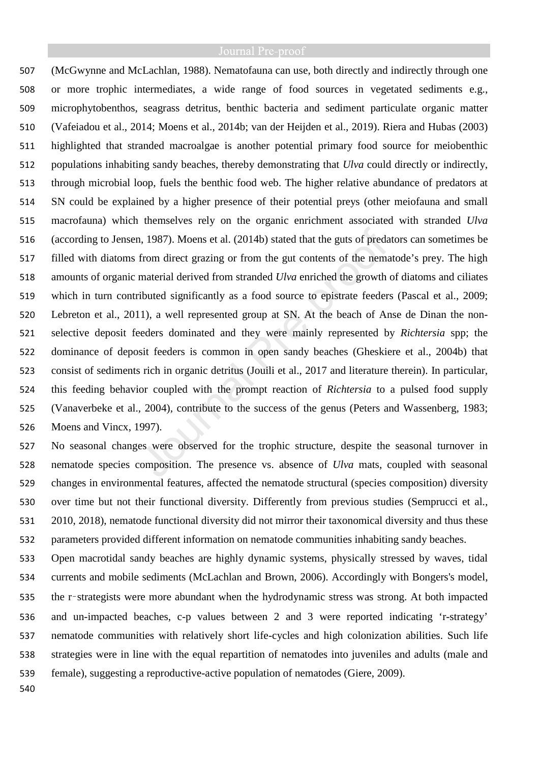(McGwynne and McLachlan, 1988). Nematofauna can use, both directly and indirectly through one or more trophic intermediates, a wide range of food sources in vegetated sediments e.g., microphytobenthos, seagrass detritus, benthic bacteria and sediment particulate organic matter (Vafeiadou et al., 2014; Moens et al., 2014b; van der Heijden et al., 2019). Riera and Hubas (2003) highlighted that stranded macroalgae is another potential primary food source for meiobenthic populations inhabiting sandy beaches, thereby demonstrating that *Ulva* could directly or indirectly, through microbial loop, fuels the benthic food web. The higher relative abundance of predators at SN could be explained by a higher presence of their potential preys (other meiofauna and small macrofauna) which themselves rely on the organic enrichment associated with stranded *Ulva* (according to Jensen, 1987). Moens et al. (2014b) stated that the guts of predators can sometimes be filled with diatoms from direct grazing or from the gut contents of the nematode's prey. The high amounts of organic material derived from stranded *Ulva* enriched the growth of diatoms and ciliates which in turn contributed significantly as a food source to epistrate feeders (Pascal et al., 2009; Lebreton et al., 2011), a well represented group at SN. At the beach of Anse de Dinan the non-selective deposit feeders dominated and they were mainly represented by *Richtersia* spp; the dominance of deposit feeders is common in open sandy beaches (Gheskiere et al., 2004b) that consist of sediments rich in organic detritus (Jouili et al., 2017 and literature therein). In particular, this feeding behavior coupled with the prompt reaction of *Richtersia* to a pulsed food supply (Vanaverbeke et al., 2004), contribute to the success of the genus (Peters and Wassenberg, 1983; Moens and Vincx, 1997).

No seasonal changes were observed for the trophic structure, despite the seasonal turnover in nematode species composition. The presence vs. absence of *Ulva* mats, coupled with seasonal changes in environmental features, affected the nematode structural (species composition) diversity over time but not their functional diversity. Differently from previous studies (Semprucci et al., 2010, 2018), nematode functional diversity did not mirror their taxonomical diversity and thus these parameters provided different information on nematode communities inhabiting sandy beaches.

Open macrotidal sandy beaches are highly dynamic systems, physically stressed by waves, tidal currents and mobile sediments (McLachlan and Brown, 2006). Accordingly with Bongers's model, the r‑strategists were more abundant when the hydrodynamic stress was strong. At both impacted and un-impacted beaches, c-p values between 2 and 3 were reported indicating 'r-strategy' nematode communities with relatively short life-cycles and high colonization abilities. Such life strategies were in line with the equal repartition of nematodes into juveniles and adults (male and female), suggesting a reproductive-active population of nematodes (Giere, 2009).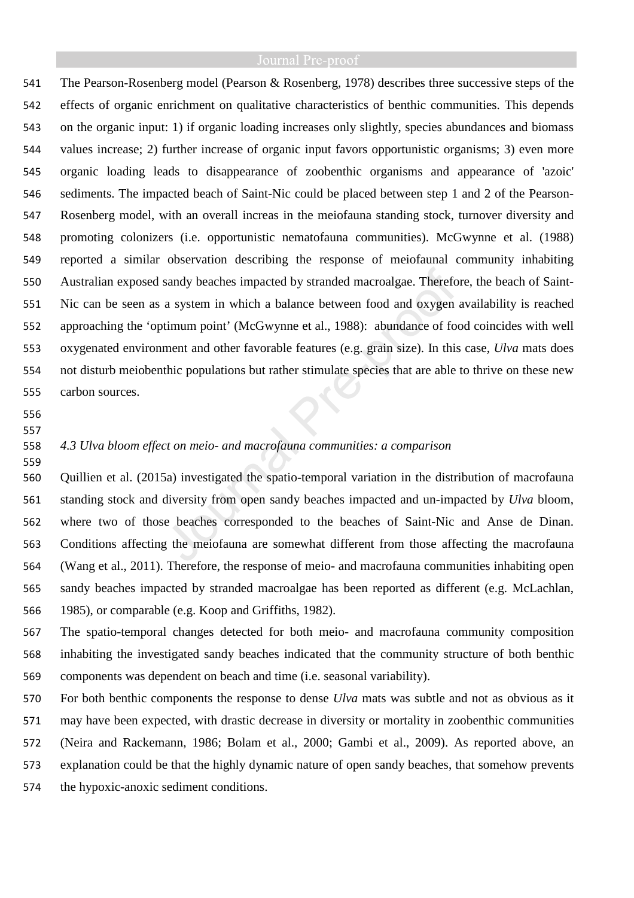The Pearson-Rosenberg model (Pearson & Rosenberg, 1978) describes three successive steps of the effects of organic enrichment on qualitative characteristics of benthic communities. This depends on the organic input: 1) if organic loading increases only slightly, species abundances and biomass values increase; 2) further increase of organic input favors opportunistic organisms; 3) even more organic loading leads to disappearance of zoobenthic organisms and appearance of 'azoic' sediments. The impacted beach of Saint-Nic could be placed between step 1 and 2 of the Pearson-Rosenberg model, with an overall increas in the meiofauna standing stock, turnover diversity and promoting colonizers (i.e. opportunistic nematofauna communities). McGwynne et al. (1988) reported a similar observation describing the response of meiofaunal community inhabiting Australian exposed sandy beaches impacted by stranded macroalgae. Therefore, the beach of Saint-Nic can be seen as a system in which a balance between food and oxygen availability is reached approaching the 'optimum point' (McGwynne et al., 1988): abundance of food coincides with well oxygenated environment and other favorable features (e.g. grain size). In this case, *Ulva* mats does not disturb meiobenthic populations but rather stimulate species that are able to thrive on these new carbon sources.

### *4.3 Ulva bloom effect on meio- and macrofauna communities: a comparison*

Quillien et al. (2015a) investigated the spatio-temporal variation in the distribution of macrofauna standing stock and diversity from open sandy beaches impacted and un-impacted by *Ulva* bloom, where two of those beaches corresponded to the beaches of Saint-Nic and Anse de Dinan. Conditions affecting the meiofauna are somewhat different from those affecting the macrofauna (Wang et al., 2011). Therefore, the response of meio- and macrofauna communities inhabiting open sandy beaches impacted by stranded macroalgae has been reported as different (e.g. McLachlan, 1985), or comparable (e.g. Koop and Griffiths, 1982).

The spatio-temporal changes detected for both meio- and macrofauna community composition inhabiting the investigated sandy beaches indicated that the community structure of both benthic components was dependent on beach and time (i.e. seasonal variability).

For both benthic components the response to dense *Ulva* mats was subtle and not as obvious as it may have been expected, with drastic decrease in diversity or mortality in zoobenthic communities (Neira and Rackemann, 1986; Bolam et al., 2000; Gambi et al., 2009). As reported above, an explanation could be that the highly dynamic nature of open sandy beaches, that somehow prevents the hypoxic-anoxic sediment conditions.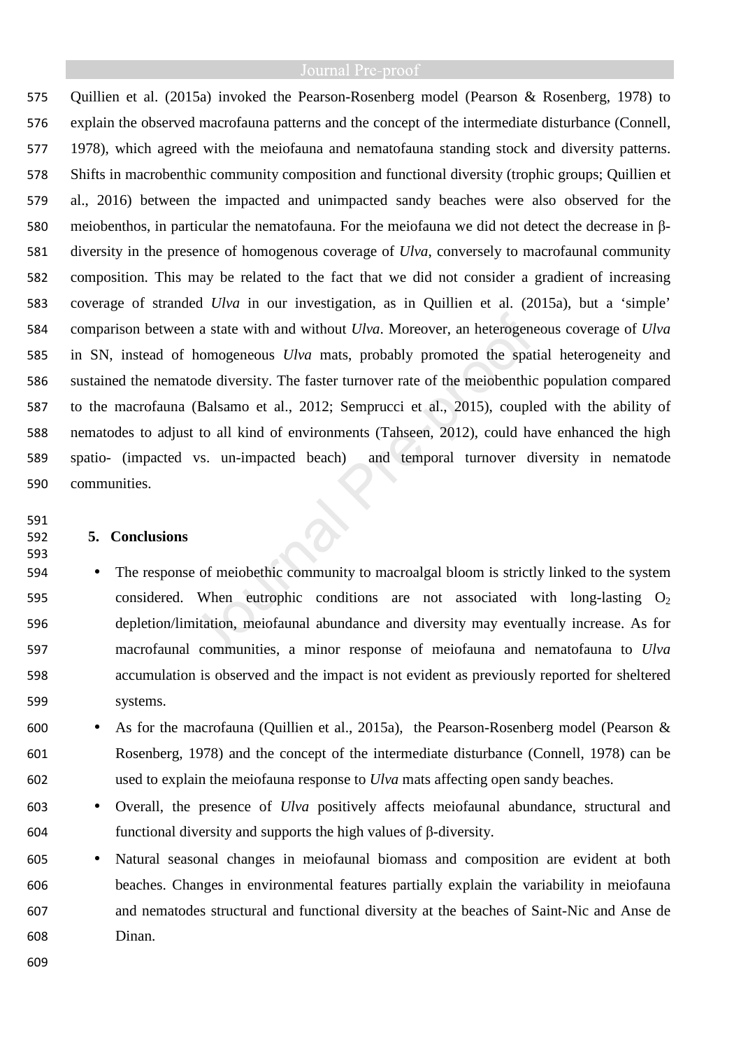Quillien et al. (2015a) invoked the Pearson-Rosenberg model (Pearson & Rosenberg, 1978) to explain the observed macrofauna patterns and the concept of the intermediate disturbance (Connell, 1978), which agreed with the meiofauna and nematofauna standing stock and diversity patterns. Shifts in macrobenthic community composition and functional diversity (trophic groups; Quillien et al., 2016) between the impacted and unimpacted sandy beaches were also observed for the meiobenthos, in particular the nematofauna. For the meiofauna we did not detect the decrease in β-diversity in the presence of homogenous coverage of *Ulva*, conversely to macrofaunal community composition. This may be related to the fact that we did not consider a gradient of increasing coverage of stranded *Ulva* in our investigation, as in Quillien et al. (2015a), but a 'simple' comparison between a state with and without *Ulva*. Moreover, an heterogeneous coverage of *Ulva* in SN, instead of homogeneous *Ulva* mats, probably promoted the spatial heterogeneity and sustained the nematode diversity. The faster turnover rate of the meiobenthic population compared to the macrofauna (Balsamo et al., 2012; Semprucci et al., 2015), coupled with the ability of nematodes to adjust to all kind of environments (Tahseen, 2012), could have enhanced the high spatio- (impacted vs. un-impacted beach) and temporal turnover diversity in nematode communities.

## 5. Conclusions

- The response of meiobethic community to macroalgal bloom is strictly linked to the system considered. When eutrophic conditions are not associated with long-lasting $O_2$ depletion/limitation, meiofaunal abundance and diversity may eventually increase. As for macrofaunal communities, a minor response of meiofauna and nematofauna to *Ulva* accumulation is observed and the impact is not evident as previously reported for sheltered systems.
- As for the macrofauna (Quillien et al., 2015a), the Pearson-Rosenberg model (Pearson & Rosenberg, 1978) and the concept of the intermediate disturbance (Connell, 1978) can be used to explain the meiofauna response to *Ulva* mats affecting open sandy beaches.
- Overall, the presence of *Ulva* positively affects meiofaunal abundance, structural and functional diversity and supports the high values of β-diversity.
- Natural seasonal changes in meiofaunal biomass and composition are evident at both beaches. Changes in environmental features partially explain the variability in meiofauna and nematodes structural and functional diversity at the beaches of Saint-Nic and Anse de Dinan.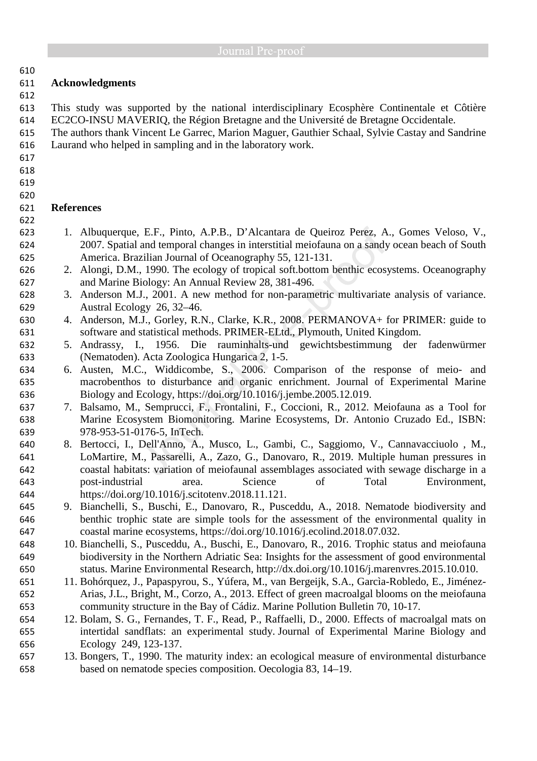## Acknowledgments

This study was supported by the national interdisciplinary Ecosphère Continentale et Côtière EC2CO-INSU MAVERIQ, the Région Bretagne and the Université de Bretagne Occidentale. The authors thank Vincent Le Garrec, Marion Maguer, Gauthier Schaal, Sylvie Castay and Sandrine Laurand who helped in sampling and in the laboratory work.

## References

1. Albuquerque, E.F., Pinto, A.P.B., D'Alcantara de Queiroz Perez, A., Gomes Veloso, V., 2007. Spatial and temporal changes in interstitial meiofauna on a sandy ocean beach of South America. Brazilian Journal of Oceanography 55, 121-131.
2. Alongi, D.M., 1990. The ecology of tropical soft.bottom benthic ecosystems. Oceanography and Marine Biology: An Annual Review 28, 381-496.
3. Anderson M.J., 2001. A new method for non-parametric multivariate analysis of variance. Austral Ecology 26, 32–46.
4. Anderson, M.J., Gorley, R.N., Clarke, K.R., 2008. PERMANOVA+ for PRIMER: guide to software and statistical methods. PRIMER-ELtd., Plymouth, United Kingdom.
5. Andrassy, I., 1956. Die rauminhalts-und gewichtsbestimmung der fadenwürmer (Nematoden). Acta Zoologica Hungarica 2, 1-5.
6. Austen, M.C., Widdicombe, S., 2006. Comparison of the response of meio- and macrobenthos to disturbance and organic enrichment. Journal of Experimental Marine Biology and Ecology, https://doi.org/10.1016/j.jembe.2005.12.019.
7. Balsamo, M., Semprucci, F., Frontalini, F., Coccioni, R., 2012. Meiofauna as a Tool for Marine Ecosystem Biomonitoring. Marine Ecosystems, Dr. Antonio Cruzado Ed., ISBN: 978-953-51-0176-5, InTech.
8. Bertocci, I., Dell'Anno, A., Musco, L., Gambi, C., Saggiomo, V., Cannavacciuolo , M., LoMartire, M., Passarelli, A., Zazo, G., Danovaro, R., 2019. Multiple human pressures in coastal habitats: variation of meiofaunal assemblages associated with sewage discharge in a post-industrial area. Science of Total Environment, https://doi.org/10.1016/j.scitotenv.2018.11.121.
9. Bianchelli, S., Buschi, E., Danovaro, R., Pusceddu, A., 2018. Nematode biodiversity and benthic trophic state are simple tools for the assessment of the environmental quality in coastal marine ecosystems, https://doi.org/10.1016/j.ecolind.2018.07.032.
10. Bianchelli, S., Pusceddu, A., Buschi, E., Danovaro, R., 2016. Trophic status and meiofauna biodiversity in the Northern Adriatic Sea: Insights for the assessment of good environmental status. Marine Environmental Research, http://dx.doi.org/10.1016/j.marenvres.2015.10.010.
11. Bohórquez, J., Papaspyrou, S., Yúfera, M., van Bergeijk, S.A., Garcìa-Robledo, E., Jiménez-Arias, J.L., Bright, M., Corzo, A., 2013. Effect of green macroalgal blooms on the meiofauna community structure in the Bay of Cádiz. Marine Pollution Bulletin 70, 10-17.
12. Bolam, S. G., Fernandes, T. F., Read, P., Raffaelli, D., 2000. Effects of macroalgal mats on intertidal sandflats: an experimental study. Journal of Experimental Marine Biology and Ecology 249, 123-137.
13. Bongers, T., 1990. The maturity index: an ecological measure of environmental disturbance based on nematode species composition. Oecologia 83, 14–19.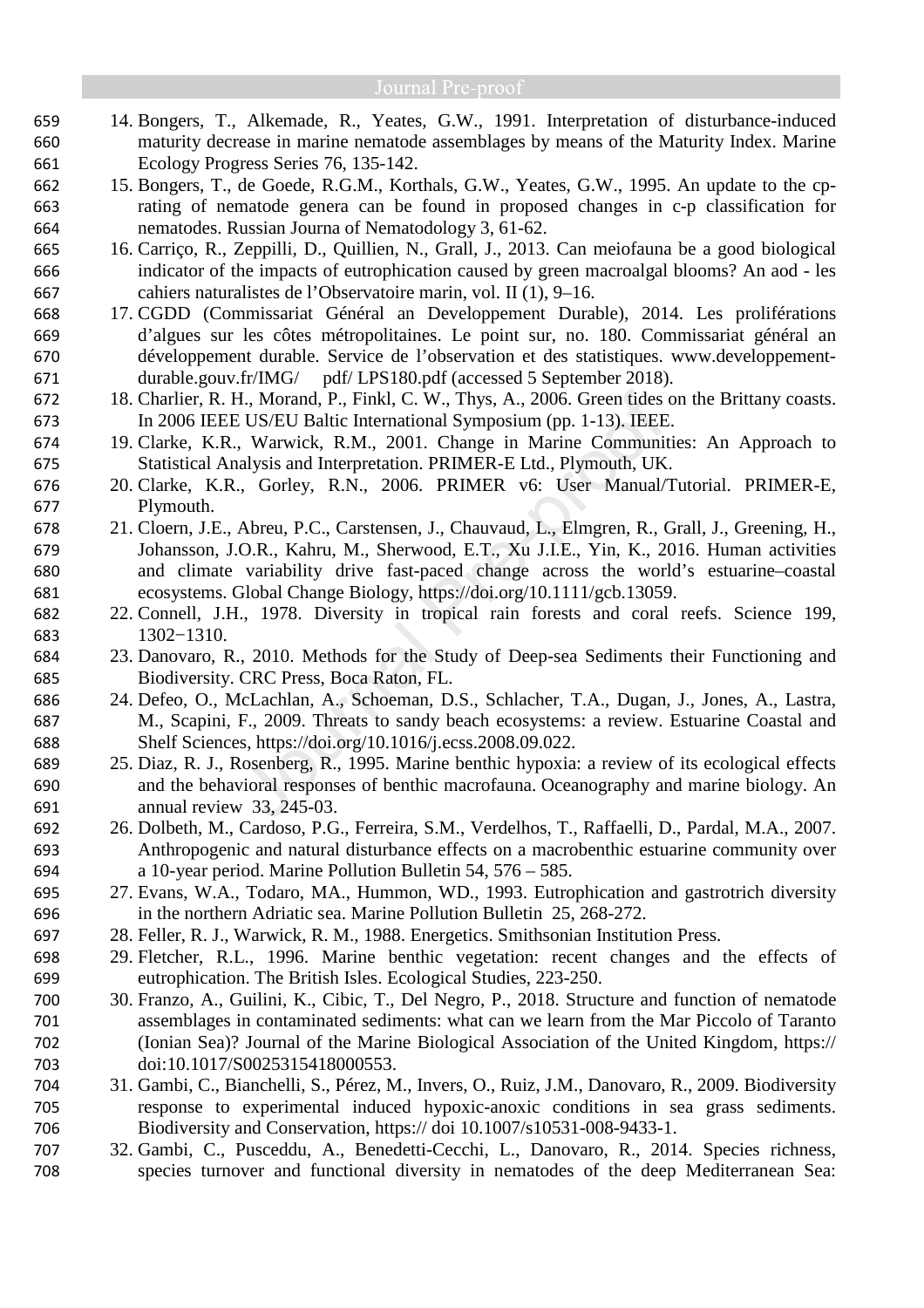14. Bongers, T., Alkemade, R., Yeates, G.W., 1991. Interpretation of disturbance-induced maturity decrease in marine nematode assemblages by means of the Maturity Index. Marine Ecology Progress Series 76, 135-142.
15. Bongers, T., de Goede, R.G.M., Korthals, G.W., Yeates, G.W., 1995. An update to the cp-rating of nematode genera can be found in proposed changes in c-p classification for nematodes. Russian Journa of Nematodology 3, 61-62.
16. Carriço, R., Zeppilli, D., Quillien, N., Grall, J., 2013. Can meiofauna be a good biological indicator of the impacts of eutrophication caused by green macroalgal blooms? An aod - les cahiers naturalistes de l'Observatoire marin, vol. II (1), 9–16.
17. CGDD (Commissariat Général an Developpement Durable), 2014. Les proliférations d'algues sur les côtes métropolitaines. Le point sur, no. 180. Commissariat général an développement durable. Service de l'observation et des statistiques. www.developpement-durable.gouv.fr/IMG/ pdf/ LPS180.pdf (accessed 5 September 2018).
18. Charlier, R. H., Morand, P., Finkl, C. W., Thys, A., 2006. Green tides on the Brittany coasts. In 2006 IEEE US/EU Baltic International Symposium (pp. 1-13). IEEE.
19. Clarke, K.R., Warwick, R.M., 2001. Change in Marine Communities: An Approach to Statistical Analysis and Interpretation. PRIMER-E Ltd., Plymouth, UK.
20. Clarke, K.R., Gorley, R.N., 2006. PRIMER v6: User Manual/Tutorial. PRIMER-E, Plymouth.
21. Cloern, J.E., Abreu, P.C., Carstensen, J., Chauvaud, L., Elmgren, R., Grall, J., Greening, H., Johansson, J.O.R., Kahru, M., Sherwood, E.T., Xu J.I.E., Yin, K., 2016. Human activities and climate variability drive fast-paced change across the world's estuarine–coastal ecosystems. Global Change Biology, https://doi.org/10.1111/gcb.13059.
22. Connell, J.H., 1978. Diversity in tropical rain forests and coral reefs. Science 199, 1302−1310.
23. Danovaro, R., 2010. Methods for the Study of Deep-sea Sediments their Functioning and Biodiversity. CRC Press, Boca Raton, FL.
24. Defeo, O., McLachlan, A., Schoeman, D.S., Schlacher, T.A., Dugan, J., Jones, A., Lastra, M., Scapini, F., 2009. Threats to sandy beach ecosystems: a review. Estuarine Coastal and Shelf Sciences, https://doi.org/10.1016/j.ecss.2008.09.022.
25. Diaz, R. J., Rosenberg, R., 1995. Marine benthic hypoxia: a review of its ecological effects and the behavioral responses of benthic macrofauna. Oceanography and marine biology. An annual review 33, 245-03.
26. Dolbeth, M., Cardoso, P.G., Ferreira, S.M., Verdelhos, T., Raffaelli, D., Pardal, M.A., 2007. Anthropogenic and natural disturbance effects on a macrobenthic estuarine community over a 10-year period. Marine Pollution Bulletin 54, 576 – 585.
27. Evans, W.A., Todaro, MA., Hummon, WD., 1993. Eutrophication and gastrotrich diversity in the northern Adriatic sea. Marine Pollution Bulletin 25, 268-272.
28. Feller, R. J., Warwick, R. M., 1988. Energetics. Smithsonian Institution Press.
29. Fletcher, R.L., 1996. Marine benthic vegetation: recent changes and the effects of eutrophication. The British Isles. Ecological Studies, 223-250.
30. Franzo, A., Guilini, K., Cibic, T., Del Negro, P., 2018. Structure and function of nematode assemblages in contaminated sediments: what can we learn from the Mar Piccolo of Taranto (Ionian Sea)? Journal of the Marine Biological Association of the United Kingdom, https:// doi:10.1017/S0025315418000553.
31. Gambi, C., Bianchelli, S., Pérez, M., Invers, O., Ruiz, J.M., Danovaro, R., 2009. Biodiversity response to experimental induced hypoxic-anoxic conditions in sea grass sediments. Biodiversity and Conservation, https:// doi 10.1007/s10531-008-9433-1.
32. Gambi, C., Pusceddu, A., Benedetti-Cecchi, L., Danovaro, R., 2014. Species richness, species turnover and functional diversity in nematodes of the deep Mediterranean Sea: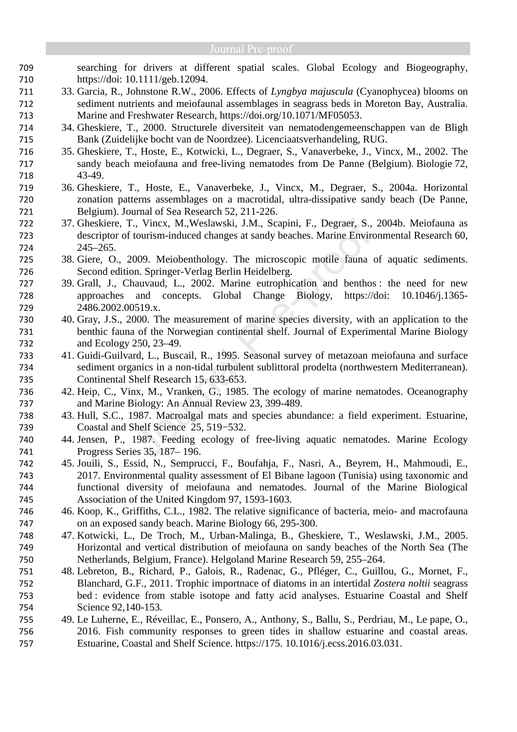searching for drivers at different spatial scales. Global Ecology and Biogeography, https://doi: 10.1111/geb.12094.

33. Garcia, R., Johnstone R.W., 2006. Effects of *Lyngbya majuscula* (Cyanophycea) blooms on sediment nutrients and meiofaunal assemblages in seagrass beds in Moreton Bay, Australia. Marine and Freshwater Research, https://doi.org/10.1071/MF05053.
34. Gheskiere, T., 2000. Structurele diversiteit van nematodengemeenschappen van de Bligh Bank (Zuidelijke bocht van de Noordzee). Licenciaatsverhandeling, RUG.
35. Gheskiere, T., Hoste, E., Kotwicki, L., Degraer, S., Vanaverbeke, J., Vincx, M., 2002. The sandy beach meiofauna and free-living nematodes from De Panne (Belgium). Biologie 72, 43-49.
36. Gheskiere, T., Hoste, E., Vanaverbeke, J., Vincx, M., Degraer, S., 2004a. Horizontal zonation patterns assemblages on a macrotidal, ultra-dissipative sandy beach (De Panne, Belgium). Journal of Sea Research 52, 211-226.
37. Gheskiere, T., Vincx, M.,Weslawski, J.M., Scapini, F., Degraer, S., 2004b. Meiofauna as descriptor of tourism-induced changes at sandy beaches. Marine Environmental Research 60, 245–265.
38. Giere, O., 2009. Meiobenthology. The microscopic motile fauna of aquatic sediments. Second edition. Springer-Verlag Berlin Heidelberg.
39. Grall, J., Chauvaud, L., 2002. Marine eutrophication and benthos : the need for new approaches and concepts. Global Change Biology, https://doi: 10.1046/j.1365-2486.2002.00519.x.
40. Gray, J.S., 2000. The measurement of marine species diversity, with an application to the benthic fauna of the Norwegian continental shelf. Journal of Experimental Marine Biology and Ecology 250, 23–49.
41. Guidi-Guilvard, L., Buscail, R., 1995. Seasonal survey of metazoan meiofauna and surface sediment organics in a non-tidal turbulent sublittoral prodelta (northwestern Mediterranean). Continental Shelf Research 15, 633-653.
42. Heip, C., Vinx, M., Vranken, G., 1985. The ecology of marine nematodes. Oceanography and Marine Biology: An Annual Review 23, 399-489.
43. Hull, S.C., 1987. Macroalgal mats and species abundance: a field experiment. Estuarine, Coastal and Shelf Science 25, 519−532.
44. Jensen, P., 1987. Feeding ecology of free-living aquatic nematodes. Marine Ecology Progress Series 35, 187– 196.
45. Jouili, S., Essid, N., Semprucci, F., Boufahja, F., Nasri, A., Beyrem, H., Mahmoudi, E., 2017. Environmental quality assessment of El Bibane lagoon (Tunisia) using taxonomic and functional diversity of meiofauna and nematodes. Journal of the Marine Biological Association of the United Kingdom 97, 1593-1603.
46. Koop, K., Griffiths, C.L., 1982. The relative significance of bacteria, meio- and macrofauna on an exposed sandy beach. Marine Biology 66, 295-300.
47. Kotwicki, L., De Troch, M., Urban-Malinga, B., Gheskiere, T., Weslawski, J.M., 2005. Horizontal and vertical distribution of meiofauna on sandy beaches of the North Sea (The Netherlands, Belgium, France). Helgoland Marine Research 59, 255–264.
48. Lebreton, B., Richard, P., Galois, R., Radenac, G., Pfléger, C., Guillou, G., Mornet, F., Blanchard, G.F., 2011. Trophic importnace of diatoms in an intertidal *Zostera noltii* seagrass bed : evidence from stable isotope and fatty acid analyses. Estuarine Coastal and Shelf Science 92,140-153.
49. Le Luherne, E., Réveillac, E., Ponsero, A., Anthony, S., Ballu, S., Perdriau, M., Le pape, O., 2016. Fish community responses to green tides in shallow estuarine and coastal areas. Estuarine, Coastal and Shelf Science. https://175. 10.1016/j.ecss.2016.03.031.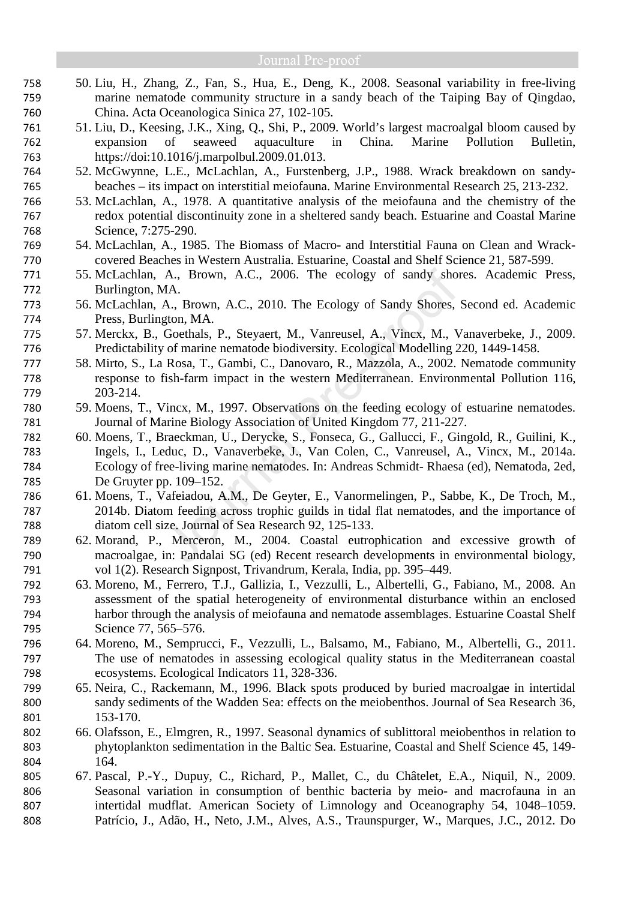50. Liu, H., Zhang, Z., Fan, S., Hua, E., Deng, K., 2008. Seasonal variability in free-living marine nematode community structure in a sandy beach of the Taiping Bay of Qingdao, China. Acta Oceanologica Sinica 27, 102-105.
51. Liu, D., Keesing, J.K., Xing, Q., Shi, P., 2009. World's largest macroalgal bloom caused by expansion of seaweed aquaculture in China. Marine Pollution Bulletin, https://doi:10.1016/j.marpolbul.2009.01.013.
52. McGwynne, L.E., McLachlan, A., Furstenberg, J.P., 1988. Wrack breakdown on sandy-beaches – its impact on interstitial meiofauna. Marine Environmental Research 25, 213-232.
53. McLachlan, A., 1978. A quantitative analysis of the meiofauna and the chemistry of the redox potential discontinuity zone in a sheltered sandy beach. Estuarine and Coastal Marine Science, 7:275-290.
54. McLachlan, A., 1985. The Biomass of Macro- and Interstitial Fauna on Clean and Wrack-covered Beaches in Western Australia. Estuarine, Coastal and Shelf Science 21, 587-599.
55. McLachlan, A., Brown, A.C., 2006. The ecology of sandy shores. Academic Press, Burlington, MA.
56. McLachlan, A., Brown, A.C., 2010. The Ecology of Sandy Shores, Second ed. Academic Press, Burlington, MA.
57. Merckx, B., Goethals, P., Steyaert, M., Vanreusel, A., Vincx, M., Vanaverbeke, J., 2009. Predictability of marine nematode biodiversity. Ecological Modelling 220, 1449-1458.
58. Mirto, S., La Rosa, T., Gambi, C., Danovaro, R., Mazzola, A., 2002. Nematode community response to fish-farm impact in the western Mediterranean. Environmental Pollution 116, 203-214.
59. Moens, T., Vincx, M., 1997. Observations on the feeding ecology of estuarine nematodes. Journal of Marine Biology Association of United Kingdom 77, 211-227.
60. Moens, T., Braeckman, U., Derycke, S., Fonseca, G., Gallucci, F., Gingold, R., Guilini, K., Ingels, I., Leduc, D., Vanaverbeke, J., Van Colen, C., Vanreusel, A., Vincx, M., 2014a. Ecology of free-living marine nematodes. In: Andreas Schmidt- Rhaesa (ed), Nematoda, 2ed, De Gruyter pp. 109–152.
61. Moens, T., Vafeiadou, A.M., De Geyter, E., Vanormelingen, P., Sabbe, K., De Troch, M., 2014b. Diatom feeding across trophic guilds in tidal flat nematodes, and the importance of diatom cell size. Journal of Sea Research 92, 125-133.
62. Morand, P., Merceron, M., 2004. Coastal eutrophication and excessive growth of macroalgae, in: Pandalai SG (ed) Recent research developments in environmental biology, vol 1(2). Research Signpost, Trivandrum, Kerala, India, pp. 395–449.
63. Moreno, M., Ferrero, T.J., Gallizia, I., Vezzulli, L., Albertelli, G., Fabiano, M., 2008. An assessment of the spatial heterogeneity of environmental disturbance within an enclosed harbor through the analysis of meiofauna and nematode assemblages. Estuarine Coastal Shelf Science 77, 565–576.
64. Moreno, M., Semprucci, F., Vezzulli, L., Balsamo, M., Fabiano, M., Albertelli, G., 2011. The use of nematodes in assessing ecological quality status in the Mediterranean coastal ecosystems. Ecological Indicators 11, 328-336.
65. Neira, C., Rackemann, M., 1996. Black spots produced by buried macroalgae in intertidal sandy sediments of the Wadden Sea: effects on the meiobenthos. Journal of Sea Research 36, 153-170.
66. Olafsson, E., Elmgren, R., 1997. Seasonal dynamics of sublittoral meiobenthos in relation to phytoplankton sedimentation in the Baltic Sea. Estuarine, Coastal and Shelf Science 45, 149-164.
67. Pascal, P.-Y., Dupuy, C., Richard, P., Mallet, C., du Châtelet, E.A., Niquil, N., 2009. Seasonal variation in consumption of benthic bacteria by meio- and macrofauna in an intertidal mudflat. American Society of Limnology and Oceanography 54, 1048–1059. Patrício, J., Adão, H., Neto, J.M., Alves, A.S., Traunspurger, W., Marques, J.C., 2012. Do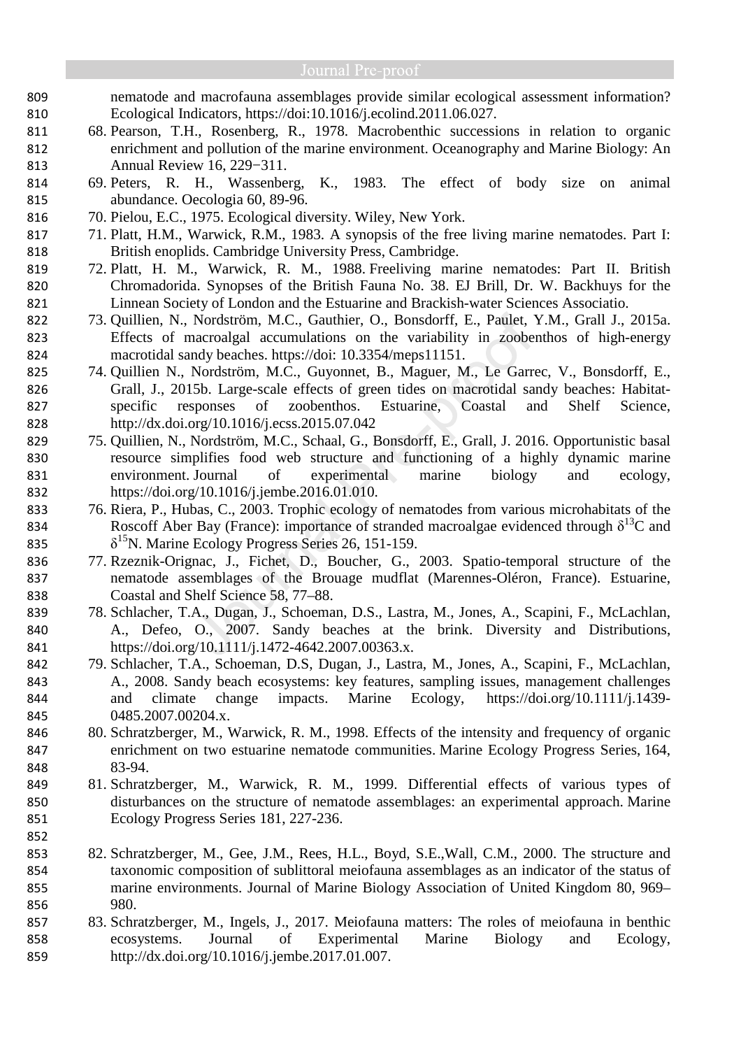nematode and macrofauna assemblages provide similar ecological assessment information? Ecological Indicators, https://doi:10.1016/j.ecolind.2011.06.027.

68. Pearson, T.H., Rosenberg, R., 1978. Macrobenthic successions in relation to organic enrichment and pollution of the marine environment. Oceanography and Marine Biology: An Annual Review 16, 229−311.
69. Peters, R. H., Wassenberg, K., 1983. The effect of body size on animal abundance. Oecologia 60, 89-96.
70. Pielou, E.C., 1975. Ecological diversity. Wiley, New York.
71. Platt, H.M., Warwick, R.M., 1983. A synopsis of the free living marine nematodes. Part I: British enoplids. Cambridge University Press, Cambridge.
72. Platt, H. M., Warwick, R. M., 1988. Freeliving marine nematodes: Part II. British Chromadorida. Synopses of the British Fauna No. 38. EJ Brill, Dr. W. Backhuys for the Linnean Society of London and the Estuarine and Brackish-water Sciences Associatio.
73. Quillien, N., Nordström, M.C., Gauthier, O., Bonsdorff, E., Paulet, Y.M., Grall J., 2015a. Effects of macroalgal accumulations on the variability in zoobenthos of high-energy macrotidal sandy beaches. https://doi: 10.3354/meps11151.
74. Quillien N., Nordström, M.C., Guyonnet, B., Maguer, M., Le Garrec, V., Bonsdorff, E., Grall, J., 2015b. Large-scale effects of green tides on macrotidal sandy beaches: Habitat-specific responses of zoobenthos. Estuarine, Coastal and Shelf Science, http://dx.doi.org/10.1016/j.ecss.2015.07.042
75. Quillien, N., Nordström, M.C., Schaal, G., Bonsdorff, E., Grall, J. 2016. Opportunistic basal resource simplifies food web structure and functioning of a highly dynamic marine environment. Journal of experimental marine biology and ecology, https://doi.org/10.1016/j.jembe.2016.01.010.
76. Riera, P., Hubas, C., 2003. Trophic ecology of nematodes from various microhabitats of the Roscoff Aber Bay (France): importance of stranded macroalgae evidenced through $\delta^{13}C$ and $\delta^{15}N$. Marine Ecology Progress Series 26, 151-159.
77. Rzeznik-Orignac, J., Fichet, D., Boucher, G., 2003. Spatio-temporal structure of the nematode assemblages of the Brouage mudflat (Marennes-Oléron, France). Estuarine, Coastal and Shelf Science 58, 77–88.
78. Schlacher, T.A., Dugan, J., Schoeman, D.S., Lastra, M., Jones, A., Scapini, F., McLachlan, A., Defeo, O., 2007. Sandy beaches at the brink. Diversity and Distributions, https://doi.org/10.1111/j.1472-4642.2007.00363.x.
79. Schlacher, T.A., Schoeman, D.S, Dugan, J., Lastra, M., Jones, A., Scapini, F., McLachlan, A., 2008. Sandy beach ecosystems: key features, sampling issues, management challenges and climate change impacts. Marine Ecology, https://doi.org/10.1111/j.1439-0485.2007.00204.x.
80. Schratzberger, M., Warwick, R. M., 1998. Effects of the intensity and frequency of organic enrichment on two estuarine nematode communities. Marine Ecology Progress Series, 164, 83-94.
81. Schratzberger, M., Warwick, R. M., 1999. Differential effects of various types of disturbances on the structure of nematode assemblages: an experimental approach. Marine Ecology Progress Series 181, 227-236.
82. Schratzberger, M., Gee, J.M., Rees, H.L., Boyd, S.E.,Wall, C.M., 2000. The structure and taxonomic composition of sublittoral meiofauna assemblages as an indicator of the status of marine environments. Journal of Marine Biology Association of United Kingdom 80, 969–980.
83. Schratzberger, M., Ingels, J., 2017. Meiofauna matters: The roles of meiofauna in benthic ecosystems. Journal of Experimental Marine Biology and Ecology, http://dx.doi.org/10.1016/j.jembe.2017.01.007.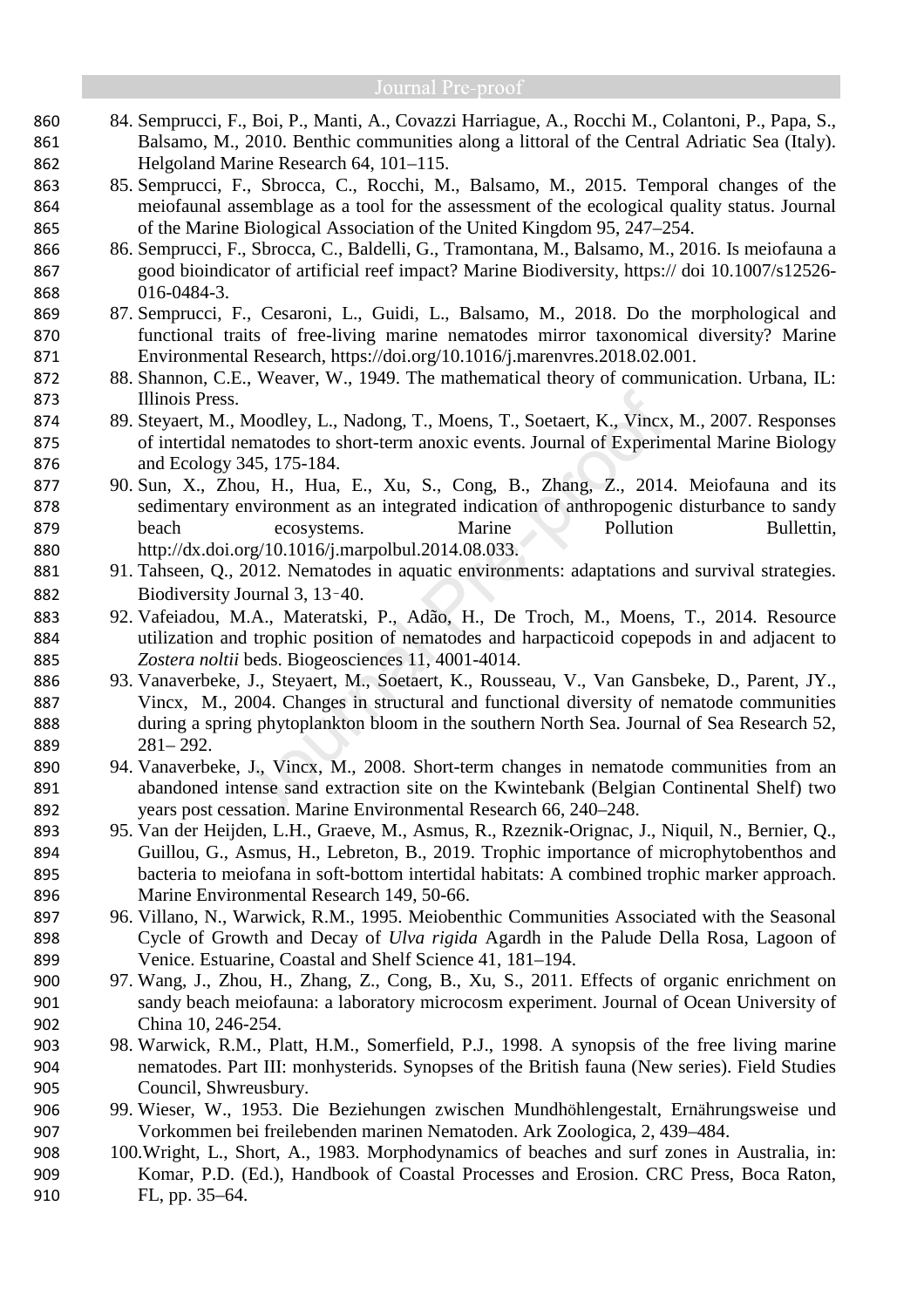84. Semprucci, F., Boi, P., Manti, A., Covazzi Harriague, A., Rocchi M., Colantoni, P., Papa, S., Balsamo, M., 2010. Benthic communities along a littoral of the Central Adriatic Sea (Italy). Helgoland Marine Research 64, 101–115.
85. Semprucci, F., Sbrocca, C., Rocchi, M., Balsamo, M., 2015. Temporal changes of the meiofaunal assemblage as a tool for the assessment of the ecological quality status. Journal of the Marine Biological Association of the United Kingdom 95, 247–254.
86. Semprucci, F., Sbrocca, C., Baldelli, G., Tramontana, M., Balsamo, M., 2016. Is meiofauna a good bioindicator of artificial reef impact? Marine Biodiversity, https:// doi 10.1007/s12526-016-0484-3.
87. Semprucci, F., Cesaroni, L., Guidi, L., Balsamo, M., 2018. Do the morphological and functional traits of free-living marine nematodes mirror taxonomical diversity? Marine Environmental Research, https://doi.org/10.1016/j.marenvres.2018.02.001.
88. Shannon, C.E., Weaver, W., 1949. The mathematical theory of communication. Urbana, IL: Illinois Press.
89. Steyaert, M., Moodley, L., Nadong, T., Moens, T., Soetaert, K., Vincx, M., 2007. Responses of intertidal nematodes to short-term anoxic events. Journal of Experimental Marine Biology and Ecology 345, 175-184.
90. Sun, X., Zhou, H., Hua, E., Xu, S., Cong, B., Zhang, Z., 2014. Meiofauna and its sedimentary environment as an integrated indication of anthropogenic disturbance to sandy beach ecosystems. Marine Pollution Bullettin, http://dx.doi.org/10.1016/j.marpolbul.2014.08.033.
91. Tahseen, Q., 2012. Nematodes in aquatic environments: adaptations and survival strategies. Biodiversity Journal 3, 13‑40.
92. Vafeiadou, M.A., Materatski, P., Adão, H., De Troch, M., Moens, T., 2014. Resource utilization and trophic position of nematodes and harpacticoid copepods in and adjacent to *Zostera noltii* beds. Biogeosciences 11, 4001-4014.
93. Vanaverbeke, J., Steyaert, M., Soetaert, K., Rousseau, V., Van Gansbeke, D., Parent, JY., Vincx, M., 2004. Changes in structural and functional diversity of nematode communities during a spring phytoplankton bloom in the southern North Sea. Journal of Sea Research 52, 281– 292.
94. Vanaverbeke, J., Vincx, M., 2008. Short-term changes in nematode communities from an abandoned intense sand extraction site on the Kwintebank (Belgian Continental Shelf) two years post cessation. Marine Environmental Research 66, 240–248.
95. Van der Heijden, L.H., Graeve, M., Asmus, R., Rzeznik-Orignac, J., Niquil, N., Bernier, Q., Guillou, G., Asmus, H., Lebreton, B., 2019. Trophic importance of microphytobenthos and bacteria to meiofana in soft-bottom intertidal habitats: A combined trophic marker approach. Marine Environmental Research 149, 50-66.
96. Villano, N., Warwick, R.M., 1995. Meiobenthic Communities Associated with the Seasonal Cycle of Growth and Decay of *Ulva rigida* Agardh in the Palude Della Rosa, Lagoon of Venice. Estuarine, Coastal and Shelf Science 41, 181–194.
97. Wang, J., Zhou, H., Zhang, Z., Cong, B., Xu, S., 2011. Effects of organic enrichment on sandy beach meiofauna: a laboratory microcosm experiment. Journal of Ocean University of China 10, 246-254.
98. Warwick, R.M., Platt, H.M., Somerfield, P.J., 1998. A synopsis of the free living marine nematodes. Part III: monhysterids. Synopses of the British fauna (New series). Field Studies Council, Shwreusbury.
99. Wieser, W., 1953. Die Beziehungen zwischen Mundhöhlengestalt, Ernährungsweise und Vorkommen bei freilebenden marinen Nematoden. Ark Zoologica, 2, 439–484.
100. Wright, L., Short, A., 1983. Morphodynamics of beaches and surf zones in Australia, in: Komar, P.D. (Ed.), Handbook of Coastal Processes and Erosion. CRC Press, Boca Raton, FL, pp. 35–64.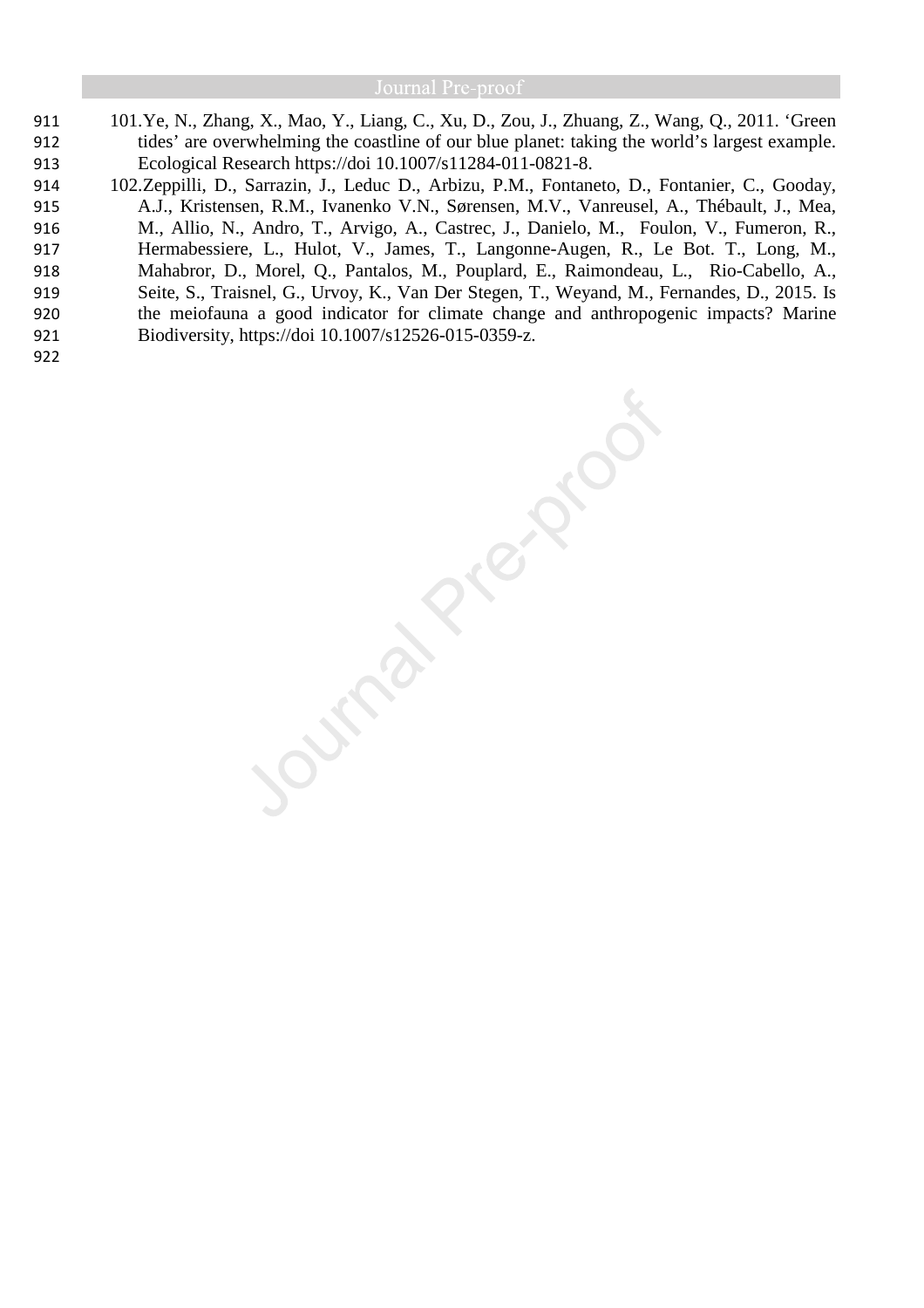101. Ye, N., Zhang, X., Mao, Y., Liang, C., Xu, D., Zou, J., Zhuang, Z., Wang, Q., 2011. 'Green tides' are overwhelming the coastline of our blue planet: taking the world's largest example. Ecological Research https://doi 10.1007/s11284-011-0821-8.
102. Zeppilli, D., Sarrazin, J., Leduc D., Arbizu, P.M., Fontaneto, D., Fontanier, C., Gooday, A.J., Kristensen, R.M., Ivanenko V.N., Sørensen, M.V., Vanreusel, A., Thébault, J., Mea, M., Allio, N., Andro, T., Arvigo, A., Castrec, J., Danielo, M., Foulon, V., Fumeron, R., Hermabessiere, L., Hulot, V., James, T., Langonne-Augen, R., Le Bot. T., Long, M., Mahabror, D., Morel, Q., Pantalos, M., Pouplard, E., Raimondeau, L., Rio-Cabello, A., Seite, S., Traisnel, G., Urvoy, K., Van Der Stegen, T., Weyand, M., Fernandes, D., 2015. Is the meiofauna a good indicator for climate change and anthropogenic impacts? Marine Biodiversity, https://doi 10.1007/s12526-015-0359-z.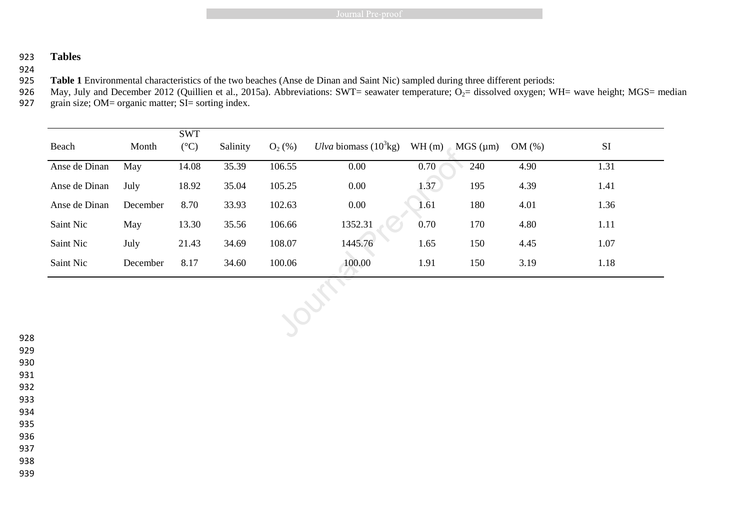# Tables

**Table 1** Environmental characteristics of the two beaches (Anse de Dinan and Saint Nic) sampled during three different periods: May, July and December 2012 (Quillien et al., 2015a). Abbreviations: SWT= seawater temperature; $O_2$= dissolved oxygen; WH= wave height; MGS= median grain size; OM= organic matter; SI= sorting index.

| Beach | Month | SWT (°C) | Salinity | $O_2$ (%) | *Ulva* biomass ($10^3$kg) | WH (m) | MGS (µm) | OM (%) | SI |
|---|---|---|---|---|---|---|---|---|---|
| Anse de Dinan | May | 14.08 | 35.39 | 106.55 | 0.00 | 0.70 | 240 | 4.90 | 1.31 |
| Anse de Dinan | July | 18.92 | 35.04 | 105.25 | 0.00 | 1.37 | 195 | 4.39 | 1.41 |
| Anse de Dinan | December | 8.70 | 33.93 | 102.63 | 0.00 | 1.61 | 180 | 4.01 | 1.36 |
| Saint Nic | May | 13.30 | 35.56 | 106.66 | 1352.31 | 0.70 | 170 | 4.80 | 1.11 |
| Saint Nic | July | 21.43 | 34.69 | 108.07 | 1445.76 | 1.65 | 150 | 4.45 | 1.07 |
| Saint Nic | December | 8.17 | 34.60 | 100.06 | 100.00 | 1.91 | 150 | 3.19 | 1.18 |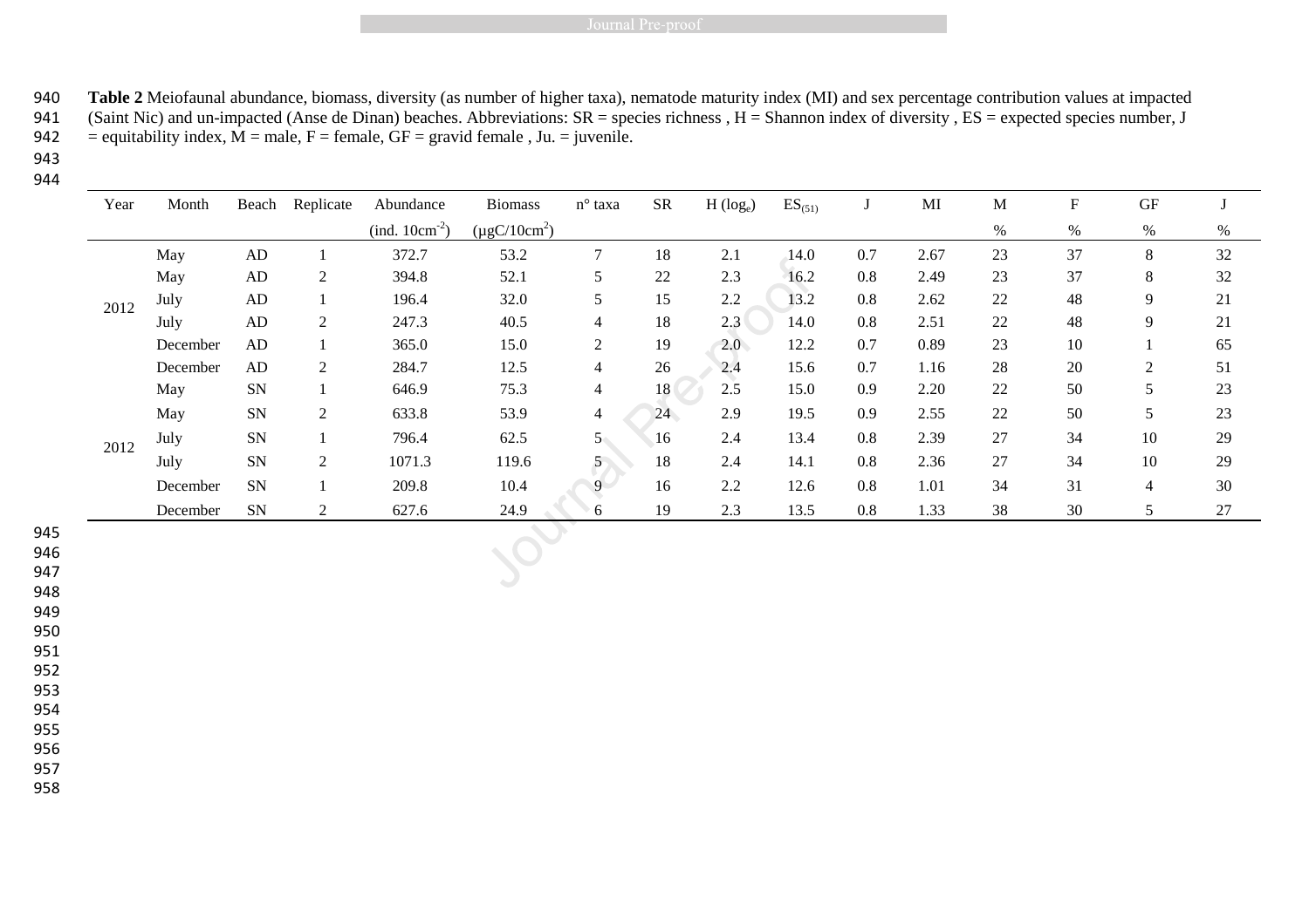**Table 2** Meiofaunal abundance, biomass, diversity (as number of higher taxa), nematode maturity index (MI) and sex percentage contribution values at impacted (Saint Nic) and un-impacted (Anse de Dinan) beaches. Abbreviations: SR = species richness , H = Shannon index of diversity , ES = expected species number, J = equitability index, M = male, F = female, GF = gravid female , Ju. = juvenile.

| Year | Month | Beach | Replicate | Abundance (ind. $10cm^{-2}$) | Biomass ($\mu gC/10cm^2$) | n° taxa | SR | H ($log_e$) | $ES_{(51)}$ | J | MI | M % | F % | GF % | J % |
|---|---|---|---|---|---|---|---|---|---|---|---|---|---|---|---|
| 2012 | May | AD | 1 | 372.7 | 53.2 | 7 | 18 | 2.1 | 14.0 | 0.7 | 2.67 | 23 | 37 | 8 | 32 |
| | May | AD | 2 | 394.8 | 52.1 | 5 | 22 | 2.3 | 16.2 | 0.8 | 2.49 | 23 | 37 | 8 | 32 |
| | July | AD | 1 | 196.4 | 32.0 | 5 | 15 | 2.2 | 13.2 | 0.8 | 2.62 | 22 | 48 | 9 | 21 |
| | July | AD | 2 | 247.3 | 40.5 | 4 | 18 | 2.3 | 14.0 | 0.8 | 2.51 | 22 | 48 | 9 | 21 |
| | December | AD | 1 | 365.0 | 15.0 | 2 | 19 | 2.0 | 12.2 | 0.7 | 0.89 | 23 | 10 | 1 | 65 |
| | December | AD | 2 | 284.7 | 12.5 | 4 | 26 | 2.4 | 15.6 | 0.7 | 1.16 | 28 | 20 | 2 | 51 |
| 2012 | May | SN | 1 | 646.9 | 75.3 | 4 | 18 | 2.5 | 15.0 | 0.9 | 2.20 | 22 | 50 | 5 | 23 |
| | May | SN | 2 | 633.8 | 53.9 | 4 | 24 | 2.9 | 19.5 | 0.9 | 2.55 | 22 | 50 | 5 | 23 |
| | July | SN | 1 | 796.4 | 62.5 | 5 | 16 | 2.4 | 13.4 | 0.8 | 2.39 | 27 | 34 | 10 | 29 |
| | July | SN | 2 | 1071.3 | 119.6 | 5 | 18 | 2.4 | 14.1 | 0.8 | 2.36 | 27 | 34 | 10 | 29 |
| | December | SN | 1 | 209.8 | 10.4 | 9 | 16 | 2.2 | 12.6 | 0.8 | 1.01 | 34 | 31 | 4 | 30 |
| | December | SN | 2 | 627.6 | 24.9 | 6 | 19 | 2.3 | 13.5 | 0.8 | 1.33 | 38 | 30 | 5 | 27 |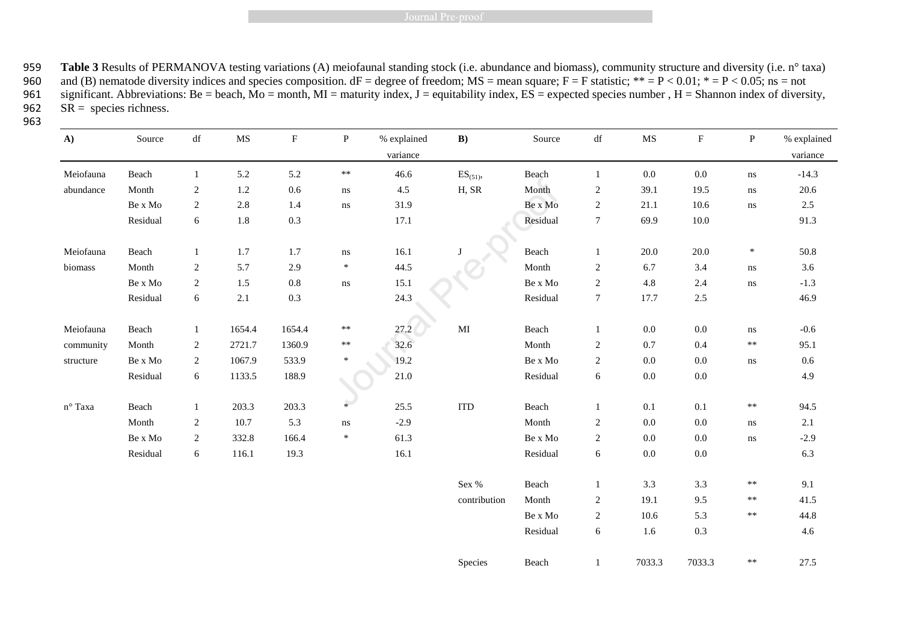**Table 3** Results of PERMANOVA testing variations (A) meiofaunal standing stock (i.e. abundance and biomass), community structure and diversity (i.e. n° taxa) and (B) nematode diversity indices and species composition. dF = degree of freedom; MS = mean square; F = F statistic; ** = P < 0.01; * = P < 0.05; ns = not significant. Abbreviations: Be = beach, Mo = month, MI = maturity index, J = equitability index, ES = expected species number , H = Shannon index of diversity, SR = species richness.

| A) | Source | df | MS | F | P | % explained variance | B) | Source | df | MS | F | P | % explained variance |
|---|---|---|---|---|---|---|---|---|---|---|---|---|---|
| Meiofauna abundance | Beach | 1 | 5.2 | 5.2 | ** | 46.6 | $ES_{(51)}$, H, SR | Beach | 1 | 0.0 | 0.0 | ns | -14.3 |
| | Month | 2 | 1.2 | 0.6 | ns | 4.5 | | Month | 2 | 39.1 | 19.5 | ns | 20.6 |
| | Be x Mo | 2 | 2.8 | 1.4 | ns | 31.9 | | Be x Mo | 2 | 21.1 | 10.6 | ns | 2.5 |
| | Residual | 6 | 1.8 | 0.3 | | 17.1 | | Residual | 7 | 69.9 | 10.0 | | 91.3 |
| Meiofauna biomass | Beach | 1 | 1.7 | 1.7 | ns | 16.1 | J | Beach | 1 | 20.0 | 20.0 | * | 50.8 |
| | Month | 2 | 5.7 | 2.9 | * | 44.5 | | Month | 2 | 6.7 | 3.4 | ns | 3.6 |
| | Be x Mo | 2 | 1.5 | 0.8 | ns | 15.1 | | Be x Mo | 2 | 4.8 | 2.4 | ns | -1.3 |
| | Residual | 6 | 2.1 | 0.3 | | 24.3 | | Residual | 7 | 17.7 | 2.5 | | 46.9 |
| Meiofauna community structure | Beach | 1 | 1654.4 | 1654.4 | ** | 27.2 | MI | Beach | 1 | 0.0 | 0.0 | ns | -0.6 |
| | Month | 2 | 2721.7 | 1360.9 | ** | 32.6 | | Month | 2 | 0.7 | 0.4 | ** | 95.1 |
| | Be x Mo | 2 | 1067.9 | 533.9 | * | 19.2 | | Be x Mo | 2 | 0.0 | 0.0 | ns | 0.6 |
| | Residual | 6 | 1133.5 | 188.9 | | 21.0 | | Residual | 6 | 0.0 | 0.0 | | 4.9 |
| n° Taxa | Beach | 1 | 203.3 | 203.3 | * | 25.5 | ITD | Beach | 1 | 0.1 | 0.1 | ** | 94.5 |
| | Month | 2 | 10.7 | 5.3 | ns | -2.9 | | Month | 2 | 0.0 | 0.0 | ns | 2.1 |
| | Be x Mo | 2 | 332.8 | 166.4 | * | 61.3 | | Be x Mo | 2 | 0.0 | 0.0 | ns | -2.9 |
| | Residual | 6 | 116.1 | 19.3 | | 16.1 | | Residual | 6 | 0.0 | 0.0 | | 6.3 |
| | | | | | | | Sex % contribution | Beach | 1 | 3.3 | 3.3 | ** | 9.1 |
| | | | | | | | | Month | 2 | 19.1 | 9.5 | ** | 41.5 |
| | | | | | | | | Be x Mo | 2 | 10.6 | 5.3 | ** | 44.8 |
| | | | | | | | | Residual | 6 | 1.6 | 0.3 | | 4.6 |
| | | | | | | | Species | Beach | 1 | 7033.3 | 7033.3 | ** | 27.5 |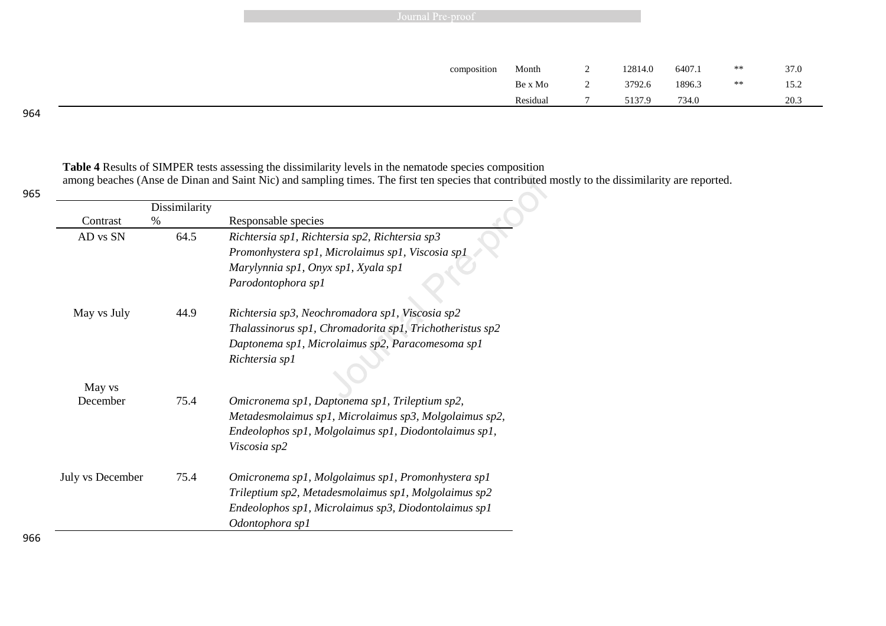| | | | | | | |
|---|---|---|---|---|---|---|
| composition | Month | 2 | 12814.0 | 6407.1 | ** | 37.0 |
| | Be x Mo | 2 | 3792.6 | 1896.3 | ** | 15.2 |
| | Residual | 7 | 5137.9 | 734.0 | | 20.3 |

**Table 4** Results of SIMPER tests assessing the dissimilarity levels in the nematode species composition among beaches (Anse de Dinan and Saint Nic) and sampling times. The first ten species that contributed mostly to the dissimilarity are reported.

| Contrast | Dissimilarity % | Responsable species |
|---|---|---|
| AD vs SN | 64.5 | *Richtersia sp1, Richtersia sp2, Richtersia sp3 Promonhystera sp1, Microlaimus sp1, Viscosia sp1 Marylynnia sp1, Onyx sp1, Xyala sp1 Parodontophora sp1* |
| May vs July | 44.9 | *Richtersia sp3, Neochromadora sp1, Viscosia sp2 Thalassinorus sp1, Chromadorita sp1, Trichotheristus sp2 Daptonema sp1, Microlaimus sp2, Paracomesoma sp1 Richtersia sp1* |
| May vs December | 75.4 | *Omicronema sp1, Daptonema sp1, Trileptium sp2, Metadesmolaimus sp1, Microlaimus sp3, Molgolaimus sp2, Endeolophos sp1, Molgolaimus sp1, Diodontolaimus sp1, Viscosia sp2* |
| July vs December | 75.4 | *Omicronema sp1, Molgolaimus sp1, Promonhystera sp1 Trileptium sp2, Metadesmolaimus sp1, Molgolaimus sp2 Endeolophos sp1, Microlaimus sp3, Diodontolaimus sp1 Odontophora sp1* |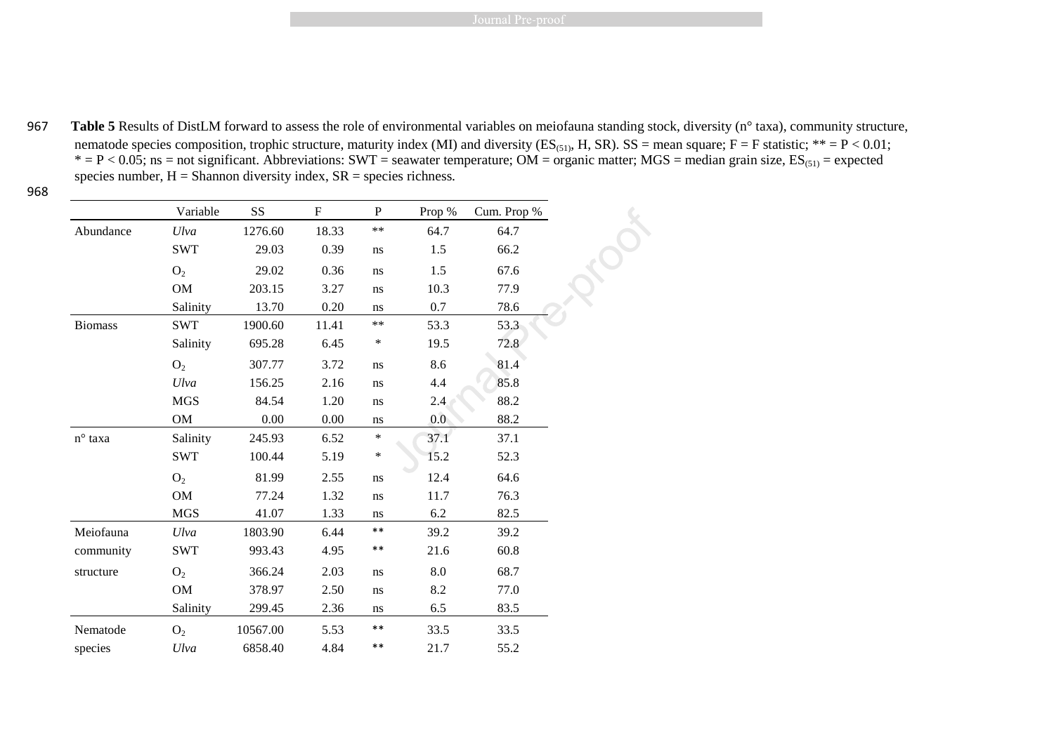**Table 5** Results of DistLM forward to assess the role of environmental variables on meiofauna standing stock, diversity (n° taxa), community structure, nematode species composition, trophic structure, maturity index (MI) and diversity ($ES_{(51)}$, H, SR). SS = mean square; F = F statistic; ** = P < 0.01; * = P < 0.05; ns = not significant. Abbreviations: SWT = seawater temperature; OM = organic matter; MGS = median grain size, $ES_{(51)}$ = expected species number, H = Shannon diversity index, SR = species richness.

| | Variable | SS | F | P | Prop % | Cum. Prop % |
|---|---|---|---|---|---|---|
| Abundance | *Ulva* | 1276.60 | 18.33 | ** | 64.7 | 64.7 |
| | SWT | 29.03 | 0.39 | ns | 1.5 | 66.2 |
| | $O_2$ | 29.02 | 0.36 | ns | 1.5 | 67.6 |
| | OM | 203.15 | 3.27 | ns | 10.3 | 77.9 |
| | Salinity | 13.70 | 0.20 | ns | 0.7 | 78.6 |
| Biomass | SWT | 1900.60 | 11.41 | ** | 53.3 | 53.3 |
| | Salinity | 695.28 | 6.45 | * | 19.5 | 72.8 |
| | $O_2$ | 307.77 | 3.72 | ns | 8.6 | 81.4 |
| | *Ulva* | 156.25 | 2.16 | ns | 4.4 | 85.8 |
| | MGS | 84.54 | 1.20 | ns | 2.4 | 88.2 |
| | OM | 0.00 | 0.00 | ns | 0.0 | 88.2 |
| n° taxa | Salinity | 245.93 | 6.52 | * | 37.1 | 37.1 |
| | SWT | 100.44 | 5.19 | * | 15.2 | 52.3 |
| | $O_2$ | 81.99 | 2.55 | ns | 12.4 | 64.6 |
| | OM | 77.24 | 1.32 | ns | 11.7 | 76.3 |
| | MGS | 41.07 | 1.33 | ns | 6.2 | 82.5 |
| Meiofauna community structure | *Ulva* | 1803.90 | 6.44 | ** | 39.2 | 39.2 |
| | SWT | 993.43 | 4.95 | ** | 21.6 | 60.8 |
| | $O_2$ | 366.24 | 2.03 | ns | 8.0 | 68.7 |
| | OM | 378.97 | 2.50 | ns | 8.2 | 77.0 |
| | Salinity | 299.45 | 2.36 | ns | 6.5 | 83.5 |
| Nematode species | $O_2$ | 10567.00 | 5.53 | ** | 33.5 | 33.5 |
| | *Ulva* | 6858.40 | 4.84 | ** | 21.7 | 55.2 |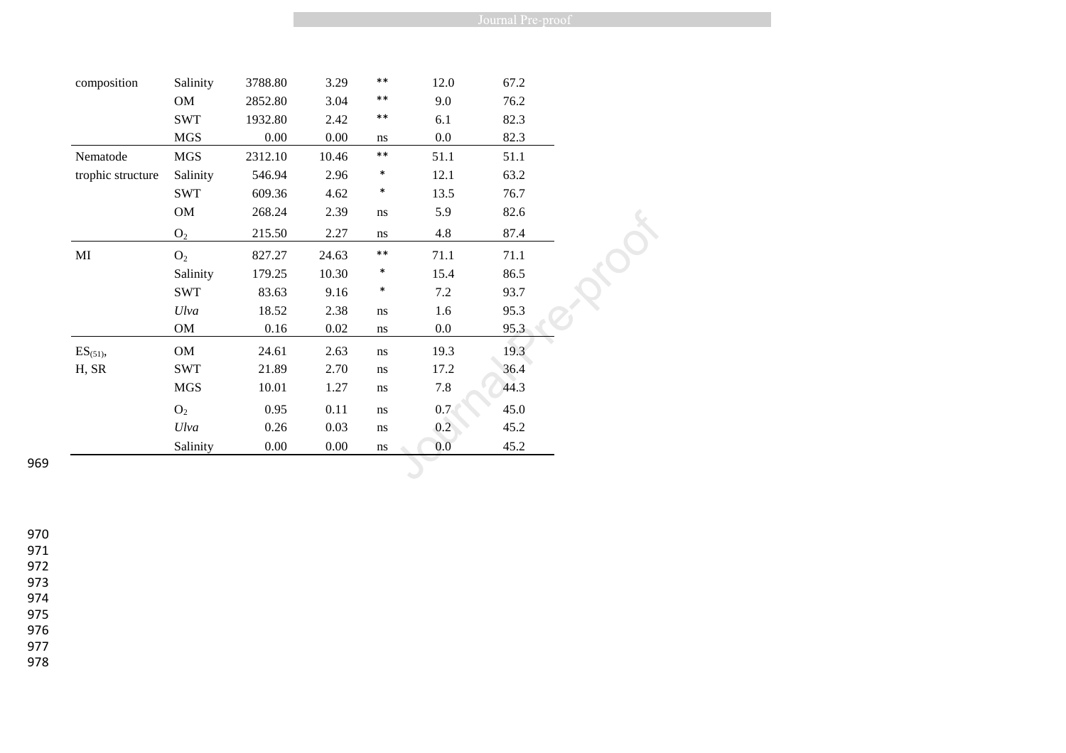| | | | | | | |
|---|---|---|---|---|---|---|
| composition | Salinity | 3788.80 | 3.29 | ** | 12.0 | 67.2 |
| | OM | 2852.80 | 3.04 | ** | 9.0 | 76.2 |
| | SWT | 1932.80 | 2.42 | ** | 6.1 | 82.3 |
| | MGS | 0.00 | 0.00 | ns | 0.0 | 82.3 |
| Nematode trophic structure | MGS | 2312.10 | 10.46 | ** | 51.1 | 51.1 |
| | Salinity | 546.94 | 2.96 | * | 12.1 | 63.2 |
| | SWT | 609.36 | 4.62 | * | 13.5 | 76.7 |
| | OM | 268.24 | 2.39 | ns | 5.9 | 82.6 |
| | $O_2$ | 215.50 | 2.27 | ns | 4.8 | 87.4 |
| MI | $O_2$ | 827.27 | 24.63 | ** | 71.1 | 71.1 |
| | Salinity | 179.25 | 10.30 | * | 15.4 | 86.5 |
| | SWT | 83.63 | 9.16 | * | 7.2 | 93.7 |
| | *Ulva* | 18.52 | 2.38 | ns | 1.6 | 95.3 |
| | OM | 0.16 | 0.02 | ns | 0.0 | 95.3 |
| $ES_{(51)}$, H, SR | OM | 24.61 | 2.63 | ns | 19.3 | 19.3 |
| | SWT | 21.89 | 2.70 | ns | 17.2 | 36.4 |
| | MGS | 10.01 | 1.27 | ns | 7.8 | 44.3 |
| | $O_2$ | 0.95 | 0.11 | ns | 0.7 | 45.0 |
| | *Ulva* | 0.26 | 0.03 | ns | 0.2 | 45.2 |
| | Salinity | 0.00 | 0.00 | ns | 0.0 | 45.2 |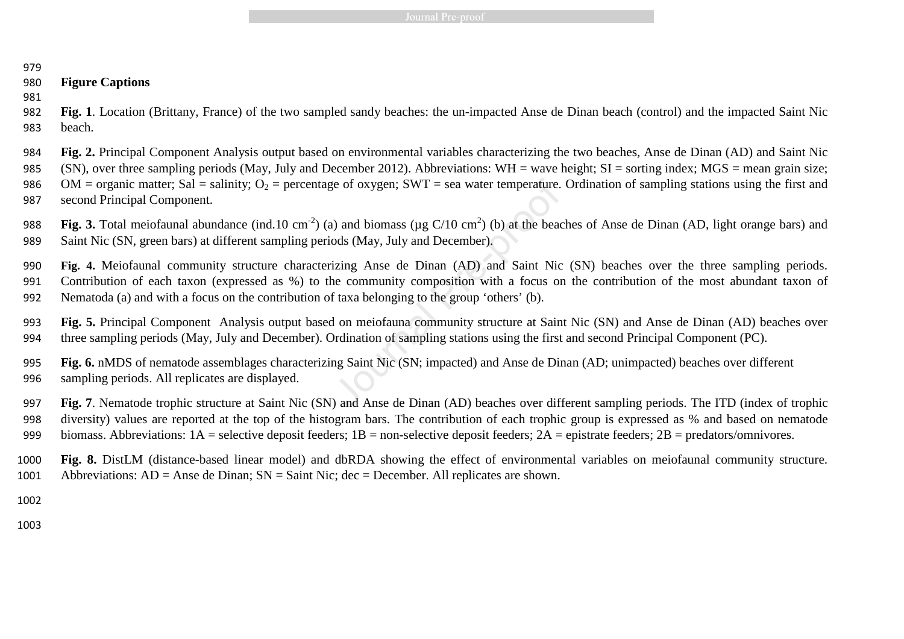## Figure Captions

**Fig. 1**. Location (Brittany, France) of the two sampled sandy beaches: the un-impacted Anse de Dinan beach (control) and the impacted Saint Nic beach.

**Fig. 2.** Principal Component Analysis output based on environmental variables characterizing the two beaches, Anse de Dinan (AD) and Saint Nic (SN), over three sampling periods (May, July and December 2012). Abbreviations: WH = wave height; SI = sorting index; MGS = mean grain size; OM = organic matter; Sal = salinity; $O_2$ = percentage of oxygen; SWT = sea water temperature. Ordination of sampling stations using the first and second Principal Component.

**Fig. 3.** Total meiofaunal abundance (ind.10 $cm^{-2}$) (a) and biomass (µg C/10 $cm^2$) (b) at the beaches of Anse de Dinan (AD, light orange bars) and Saint Nic (SN, green bars) at different sampling periods (May, July and December).

**Fig. 4.** Meiofaunal community structure characterizing Anse de Dinan (AD) and Saint Nic (SN) beaches over the three sampling periods. Contribution of each taxon (expressed as %) to the community composition with a focus on the contribution of the most abundant taxon of Nematoda (a) and with a focus on the contribution of taxa belonging to the group 'others' (b).

**Fig. 5.** Principal Component Analysis output based on meiofauna community structure at Saint Nic (SN) and Anse de Dinan (AD) beaches over three sampling periods (May, July and December). Ordination of sampling stations using the first and second Principal Component (PC).

**Fig. 6.** nMDS of nematode assemblages characterizing Saint Nic (SN; impacted) and Anse de Dinan (AD; unimpacted) beaches over different sampling periods. All replicates are displayed.

**Fig. 7**. Nematode trophic structure at Saint Nic (SN) and Anse de Dinan (AD) beaches over different sampling periods. The ITD (index of trophic diversity) values are reported at the top of the histogram bars. The contribution of each trophic group is expressed as % and based on nematode biomass. Abbreviations: 1A = selective deposit feeders; 1B = non-selective deposit feeders; 2A = epistrate feeders; 2B = predators/omnivores.

**Fig. 8.** DistLM (distance-based linear model) and dbRDA showing the effect of environmental variables on meiofaunal community structure. Abbreviations: AD = Anse de Dinan; SN = Saint Nic; dec = December. All replicates are shown.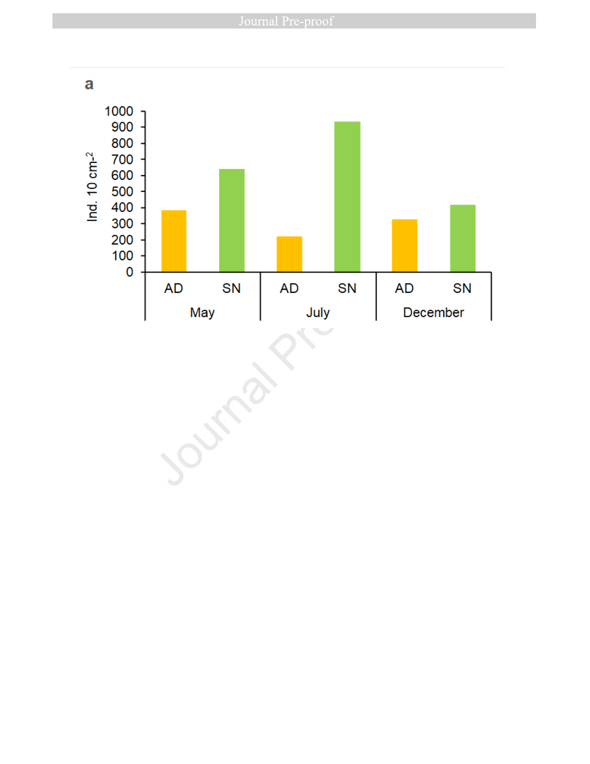a

Ind. 10 cm$^{-2}$

1000
900
800
700
600
500
400
300
200
100
0

AD SN AD SN AD SN

May July December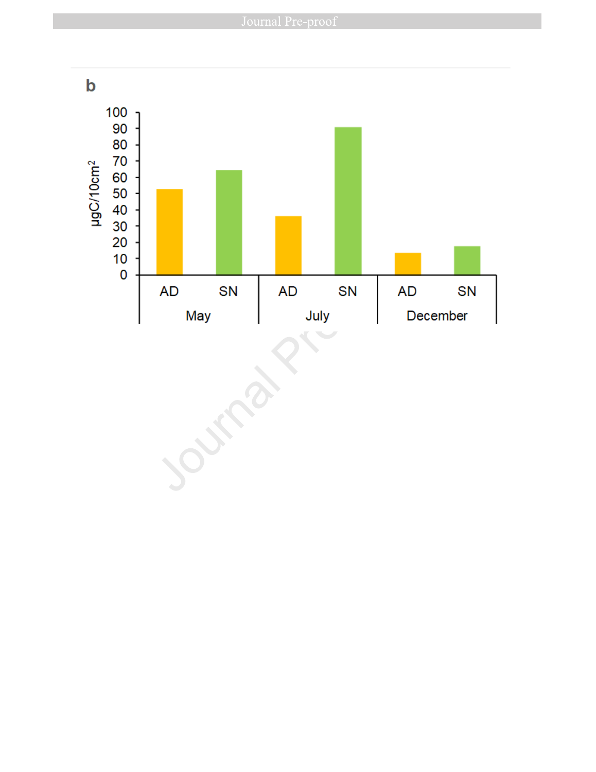**b**

µgC/10cm²

100
90
80
70
60
50
40
30
20
10
0

| May | | July | | December | |
|---|---|---|---|---|---|
| AD | SN | AD | SN | AD | SN |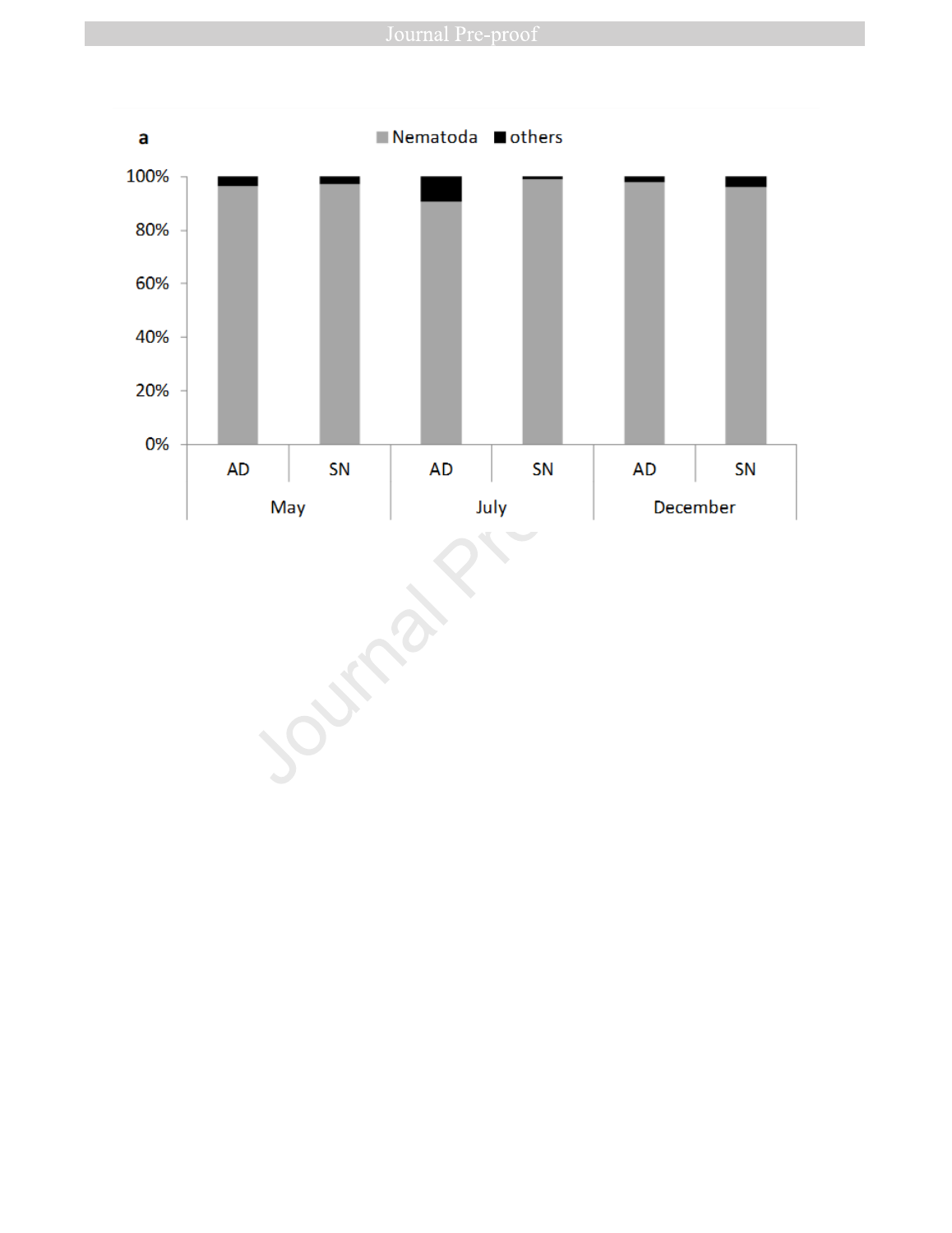a

Nematoda | others

100%
80%
60%
40%
20%
0%

AD SN AD SN AD SN

May July December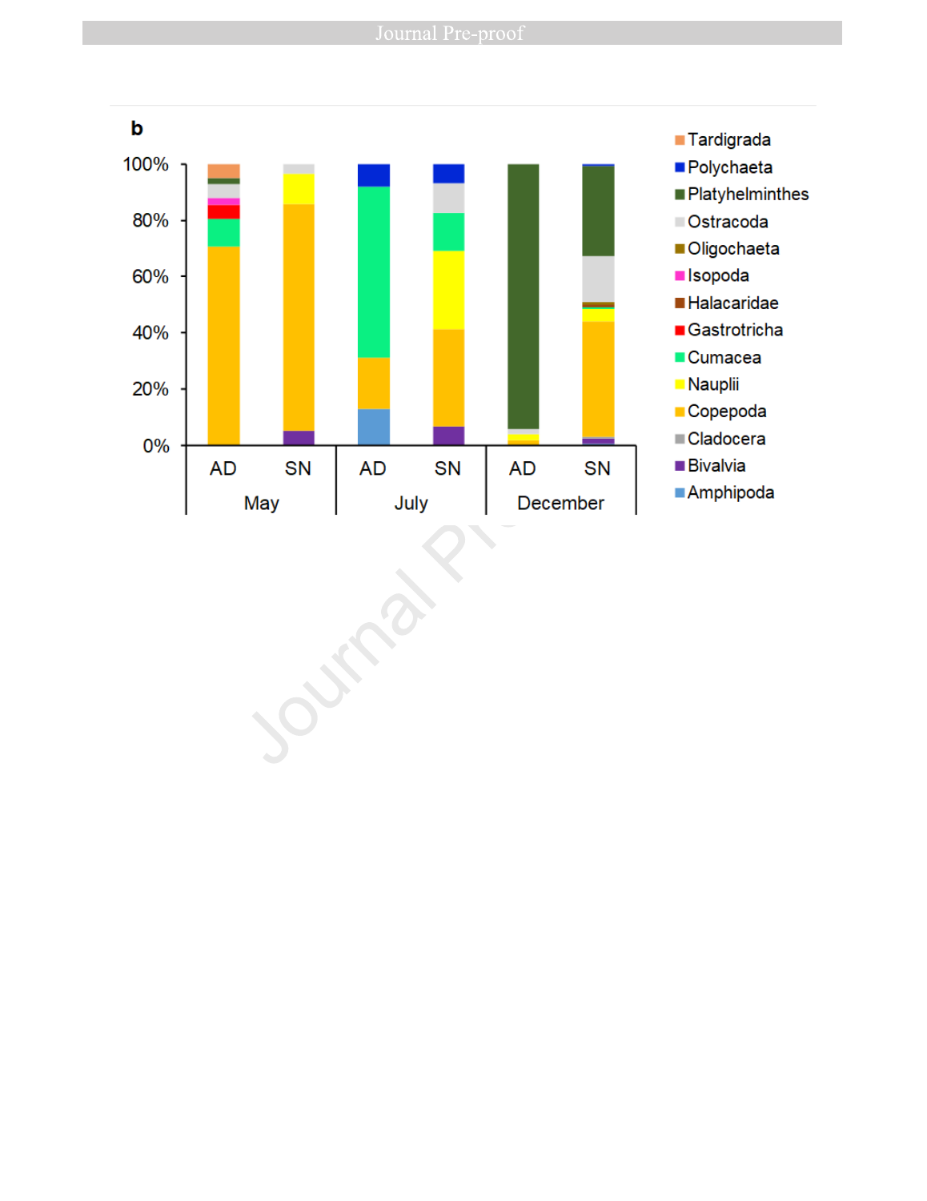b

100%
80%
60%
40%
20%
0%

AD SN AD SN AD SN

May July December

Tardigrada
Polychaeta
Platyhelminthes
Ostracoda
Oligochaeta
Isopoda
Halacaridae
Gastrotricha
Cumacea
Nauplii
Copepoda
Cladocera
Bivalvia
Amphipoda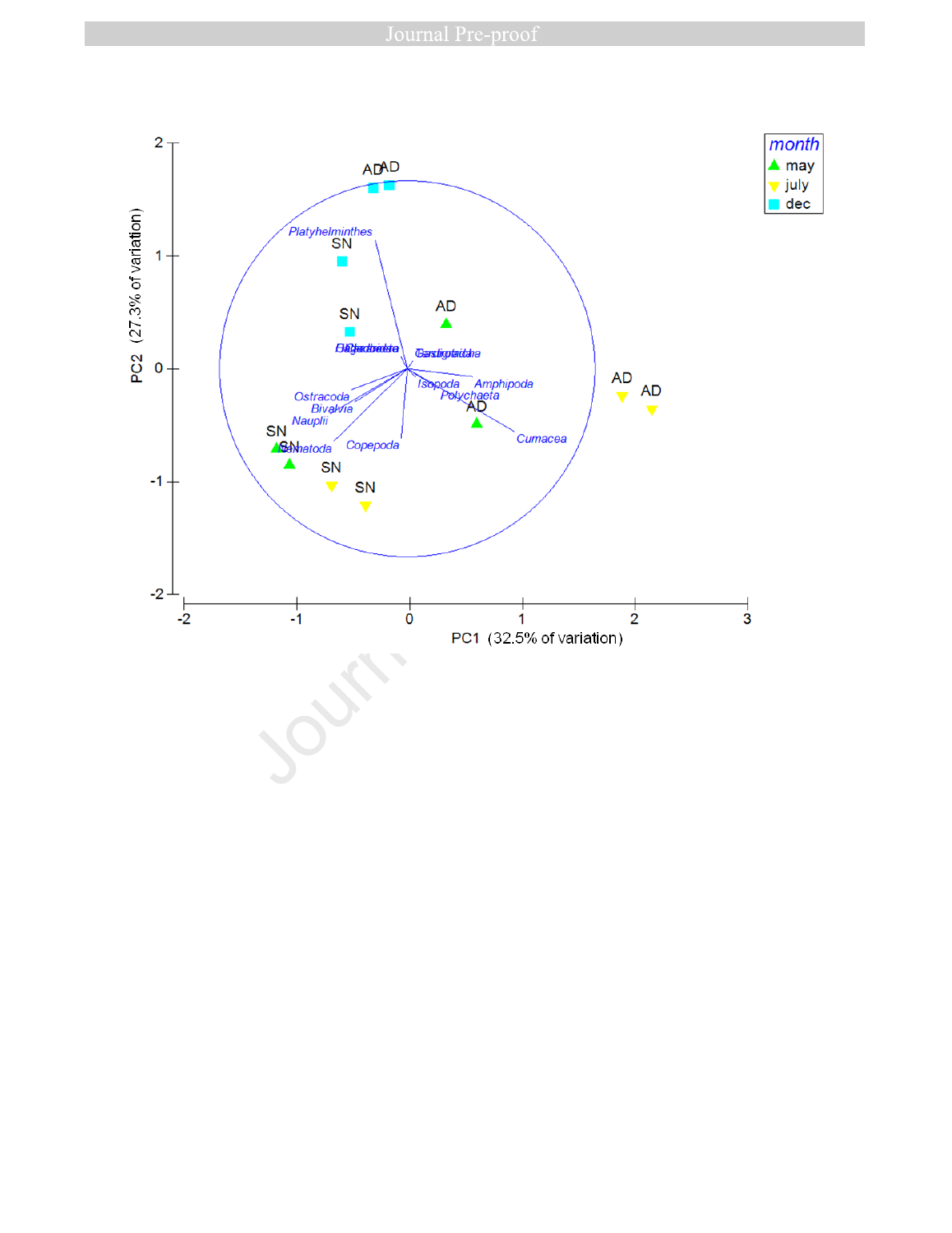month

▲ may

▼ july

■ dec

PC1 (32.5% of variation)

PC2 (27.3% of variation)

Platyhelminthes, Ostracoda, Bivalvia, Nauplii, Nematoda, Copepoda, Isopoda, Amphipoda, Polychaeta, Cumacea, Gastrotricha

AD, SN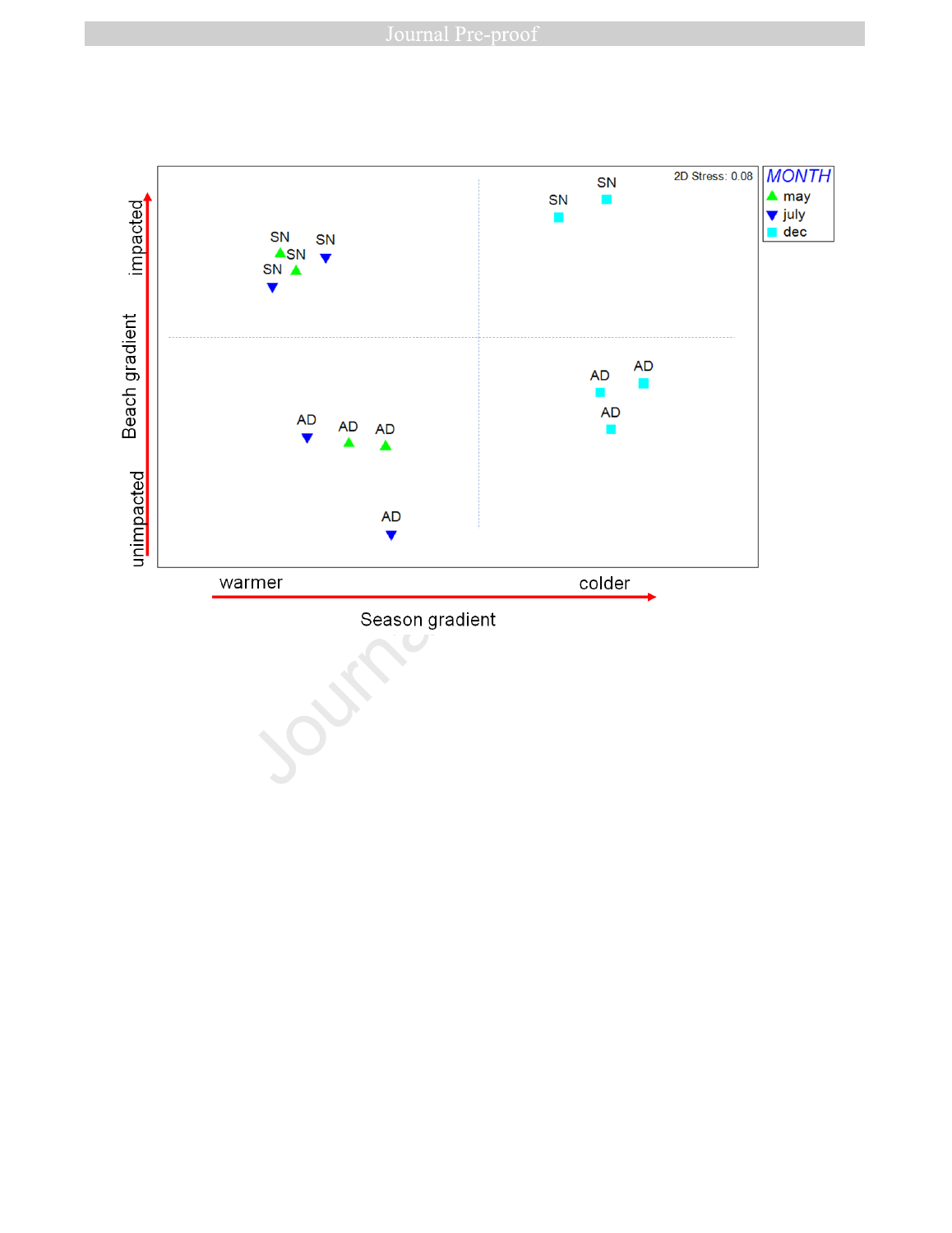2D Stress: 0.08

MONTH
- may
- july
- dec

Beach gradient: unimpacted → impacted

Season gradient: warmer → colder

SN, SN, SN, SN, SN, SN

AD, AD, AD, AD, AD, AD, AD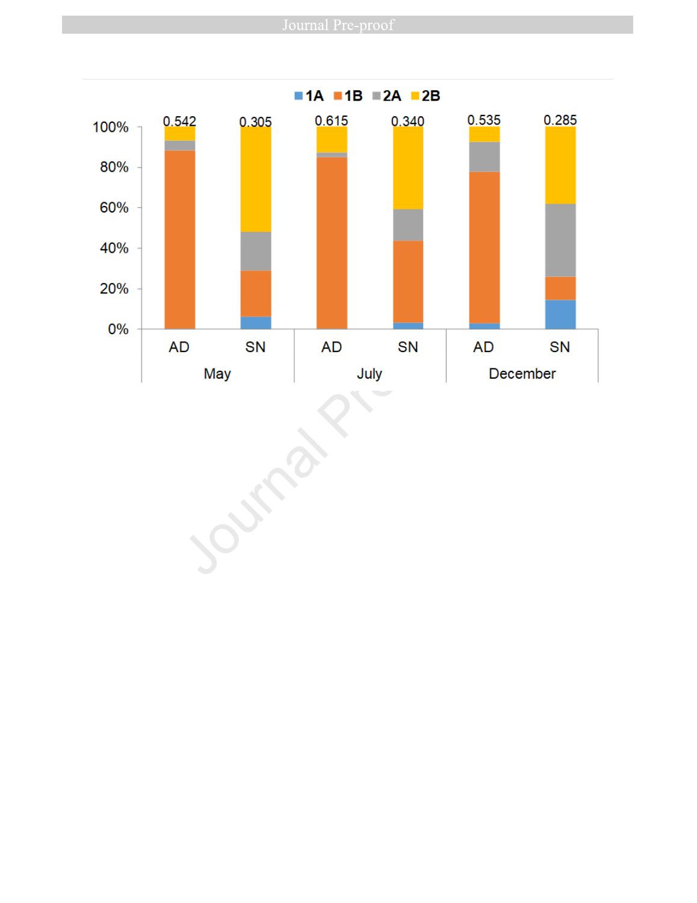1A 1B 2A 2B

| | May | | July | | December | |
|---|---|---|---|---|---|---|
| | AD | SN | AD | SN | AD | SN |
| | 0.542 | 0.305 | 0.615 | 0.340 | 0.535 | 0.285 |

0% 20% 40% 60% 80% 100%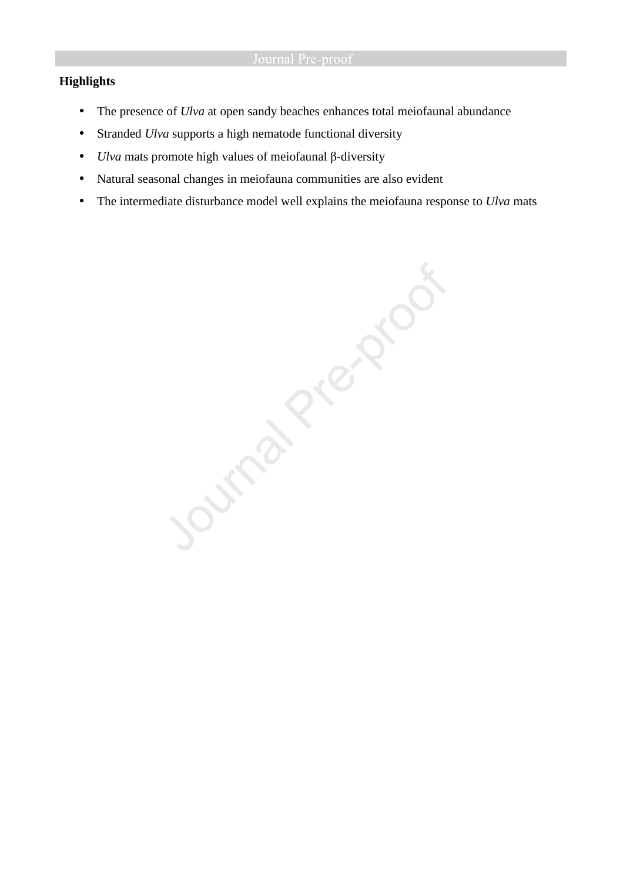**Highlights**

- The presence of *Ulva* at open sandy beaches enhances total meiofaunal abundance
- Stranded *Ulva* supports a high nematode functional diversity
- *Ulva* mats promote high values of meiofaunal β-diversity
- Natural seasonal changes in meiofauna communities are also evident
- The intermediate disturbance model well explains the meiofauna response to *Ulva* mats